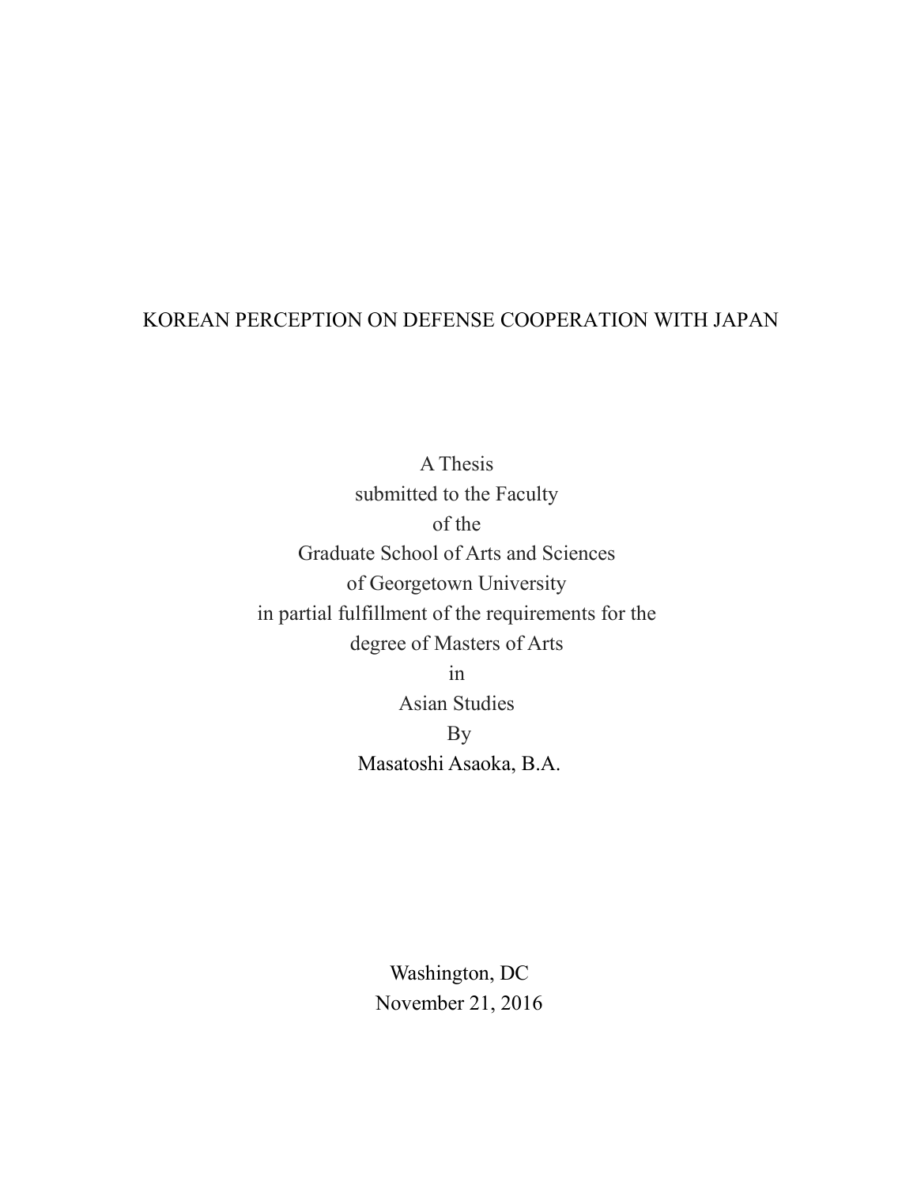# KOREAN PERCEPTION ON DEFENSE COOPERATION WITH JAPAN

A Thesis
submitted to the Faculty
of the
Graduate School of Arts and Sciences
of Georgetown University
in partial fulfillment of the requirements for the
degree of Masters of Arts
in
Asian Studies
By
Masatoshi Asaoka, B.A.

Washington, DC
November 21, 2016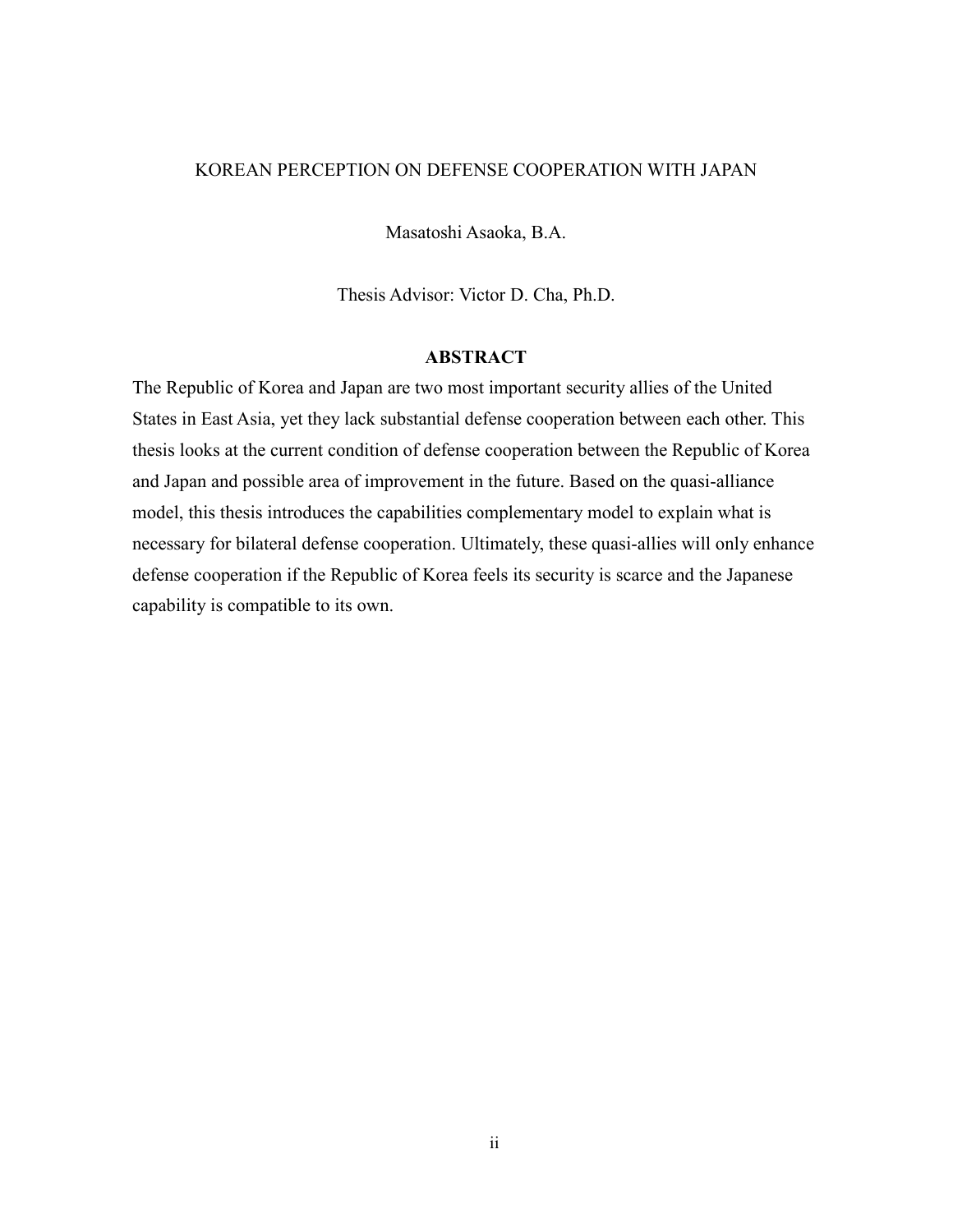KOREAN PERCEPTION ON DEFENSE COOPERATION WITH JAPAN

Masatoshi Asaoka, B.A.

Thesis Advisor: Victor D. Cha, Ph.D.

## ABSTRACT

The Republic of Korea and Japan are two most important security allies of the United States in East Asia, yet they lack substantial defense cooperation between each other. This thesis looks at the current condition of defense cooperation between the Republic of Korea and Japan and possible area of improvement in the future. Based on the quasi-alliance model, this thesis introduces the capabilities complementary model to explain what is necessary for bilateral defense cooperation. Ultimately, these quasi-allies will only enhance defense cooperation if the Republic of Korea feels its security is scarce and the Japanese capability is compatible to its own.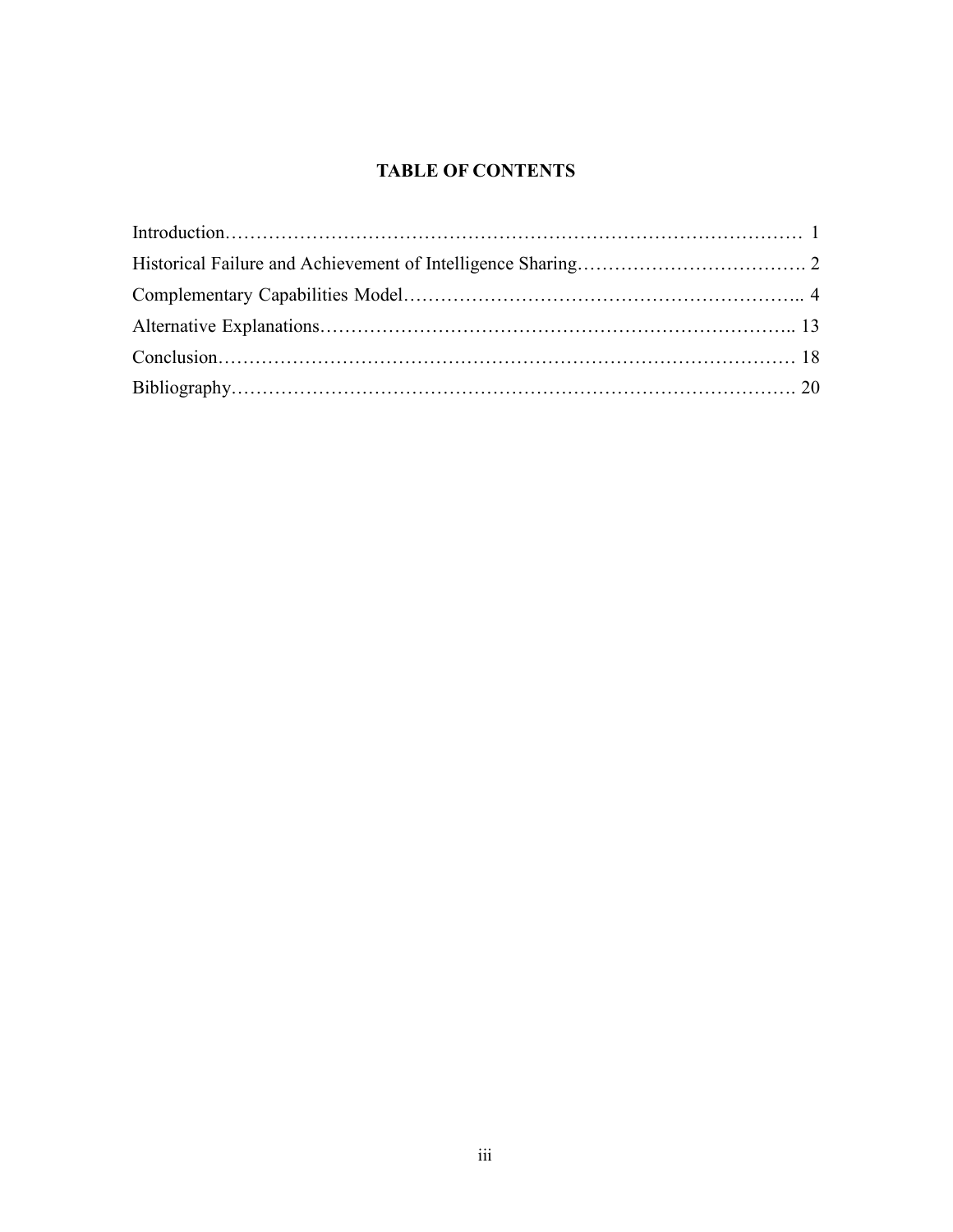## TABLE OF CONTENTS

Introduction………………………………………………………………………………… 1

Historical Failure and Achievement of Intelligence Sharing………………………………. 2

Complementary Capabilities Model……………………………………………………….. 4

Alternative Explanations……………………………………………………………….. 13

Conclusion……………………………………………………………………………… 18

Bibliography……………………………………………………………………………. 20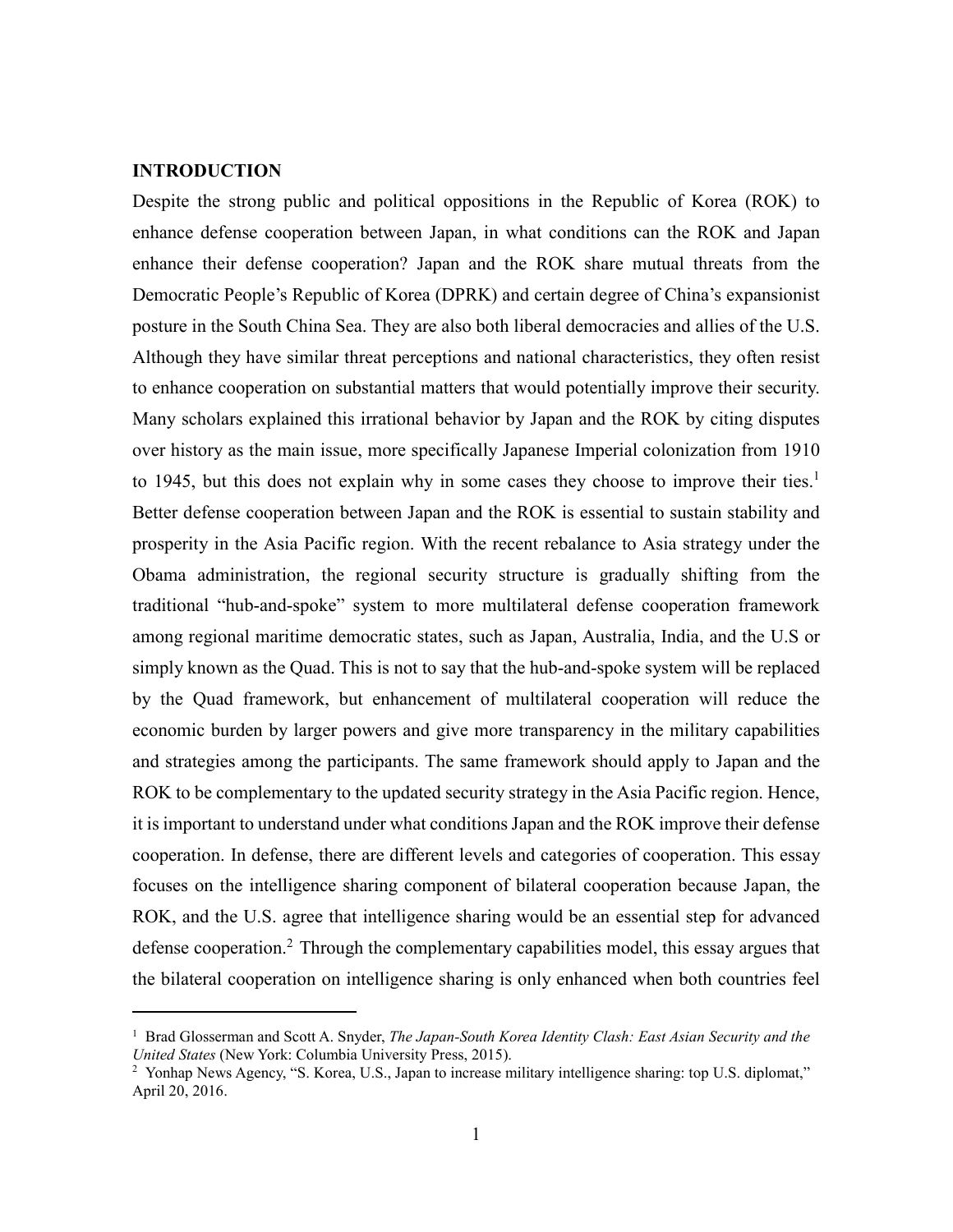**INTRODUCTION**

Despite the strong public and political oppositions in the Republic of Korea (ROK) to enhance defense cooperation between Japan, in what conditions can the ROK and Japan enhance their defense cooperation? Japan and the ROK share mutual threats from the Democratic People's Republic of Korea (DPRK) and certain degree of China's expansionist posture in the South China Sea. They are also both liberal democracies and allies of the U.S. Although they have similar threat perceptions and national characteristics, they often resist to enhance cooperation on substantial matters that would potentially improve their security. Many scholars explained this irrational behavior by Japan and the ROK by citing disputes over history as the main issue, more specifically Japanese Imperial colonization from 1910 to 1945, but this does not explain why in some cases they choose to improve their ties.[1] Better defense cooperation between Japan and the ROK is essential to sustain stability and prosperity in the Asia Pacific region. With the recent rebalance to Asia strategy under the Obama administration, the regional security structure is gradually shifting from the traditional "hub-and-spoke" system to more multilateral defense cooperation framework among regional maritime democratic states, such as Japan, Australia, India, and the U.S or simply known as the Quad. This is not to say that the hub-and-spoke system will be replaced by the Quad framework, but enhancement of multilateral cooperation will reduce the economic burden by larger powers and give more transparency in the military capabilities and strategies among the participants. The same framework should apply to Japan and the ROK to be complementary to the updated security strategy in the Asia Pacific region. Hence, it is important to understand under what conditions Japan and the ROK improve their defense cooperation. In defense, there are different levels and categories of cooperation. This essay focuses on the intelligence sharing component of bilateral cooperation because Japan, the ROK, and the U.S. agree that intelligence sharing would be an essential step for advanced defense cooperation.[2] Through the complementary capabilities model, this essay argues that the bilateral cooperation on intelligence sharing is only enhanced when both countries feel

---

[1] Brad Glosserman and Scott A. Snyder, *The Japan-South Korea Identity Clash: East Asian Security and the United States* (New York: Columbia University Press, 2015).

[2] Yonhap News Agency, "S. Korea, U.S., Japan to increase military intelligence sharing: top U.S. diplomat," April 20, 2016.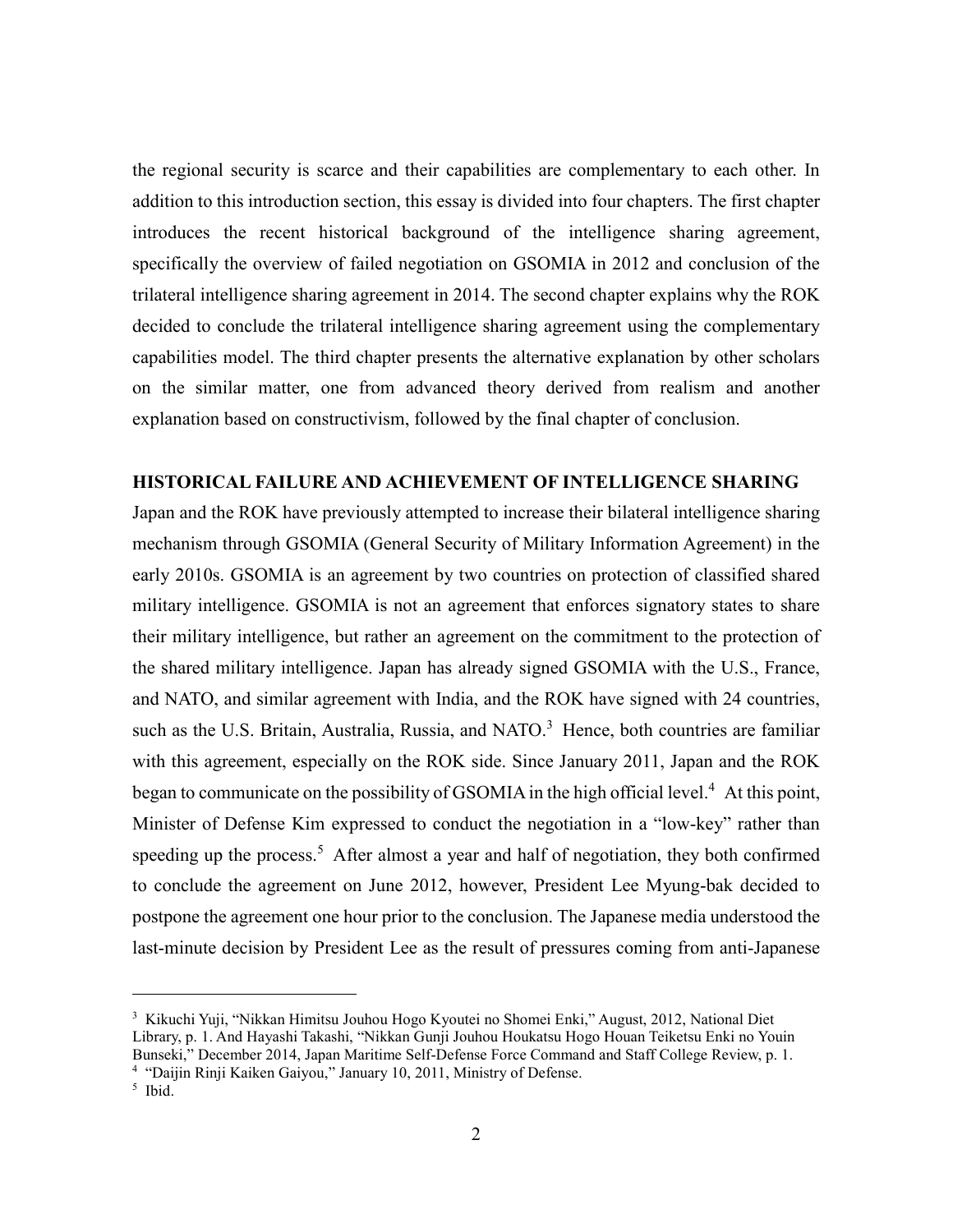the regional security is scarce and their capabilities are complementary to each other. In addition to this introduction section, this essay is divided into four chapters. The first chapter introduces the recent historical background of the intelligence sharing agreement, specifically the overview of failed negotiation on GSOMIA in 2012 and conclusion of the trilateral intelligence sharing agreement in 2014. The second chapter explains why the ROK decided to conclude the trilateral intelligence sharing agreement using the complementary capabilities model. The third chapter presents the alternative explanation by other scholars on the similar matter, one from advanced theory derived from realism and another explanation based on constructivism, followed by the final chapter of conclusion.

## HISTORICAL FAILURE AND ACHIEVEMENT OF INTELLIGENCE SHARING

Japan and the ROK have previously attempted to increase their bilateral intelligence sharing mechanism through GSOMIA (General Security of Military Information Agreement) in the early 2010s. GSOMIA is an agreement by two countries on protection of classified shared military intelligence. GSOMIA is not an agreement that enforces signatory states to share their military intelligence, but rather an agreement on the commitment to the protection of the shared military intelligence. Japan has already signed GSOMIA with the U.S., France, and NATO, and similar agreement with India, and the ROK have signed with 24 countries, such as the U.S. Britain, Australia, Russia, and NATO.[3] Hence, both countries are familiar with this agreement, especially on the ROK side. Since January 2011, Japan and the ROK began to communicate on the possibility of GSOMIA in the high official level.[4] At this point, Minister of Defense Kim expressed to conduct the negotiation in a "low-key" rather than speeding up the process.[5] After almost a year and half of negotiation, they both confirmed to conclude the agreement on June 2012, however, President Lee Myung-bak decided to postpone the agreement one hour prior to the conclusion. The Japanese media understood the last-minute decision by President Lee as the result of pressures coming from anti-Japanese

---

[3] Kikuchi Yuji, "Nikkan Himitsu Jouhou Hogo Kyoutei no Shomei Enki," August, 2012, National Diet Library, p. 1. And Hayashi Takashi, "Nikkan Gunji Jouhou Houkatsu Hogo Houan Teiketsu Enki no Youin Bunseki," December 2014, Japan Maritime Self-Defense Force Command and Staff College Review, p. 1.

[4] "Daijin Rinji Kaiken Gaiyou," January 10, 2011, Ministry of Defense.

[5] Ibid.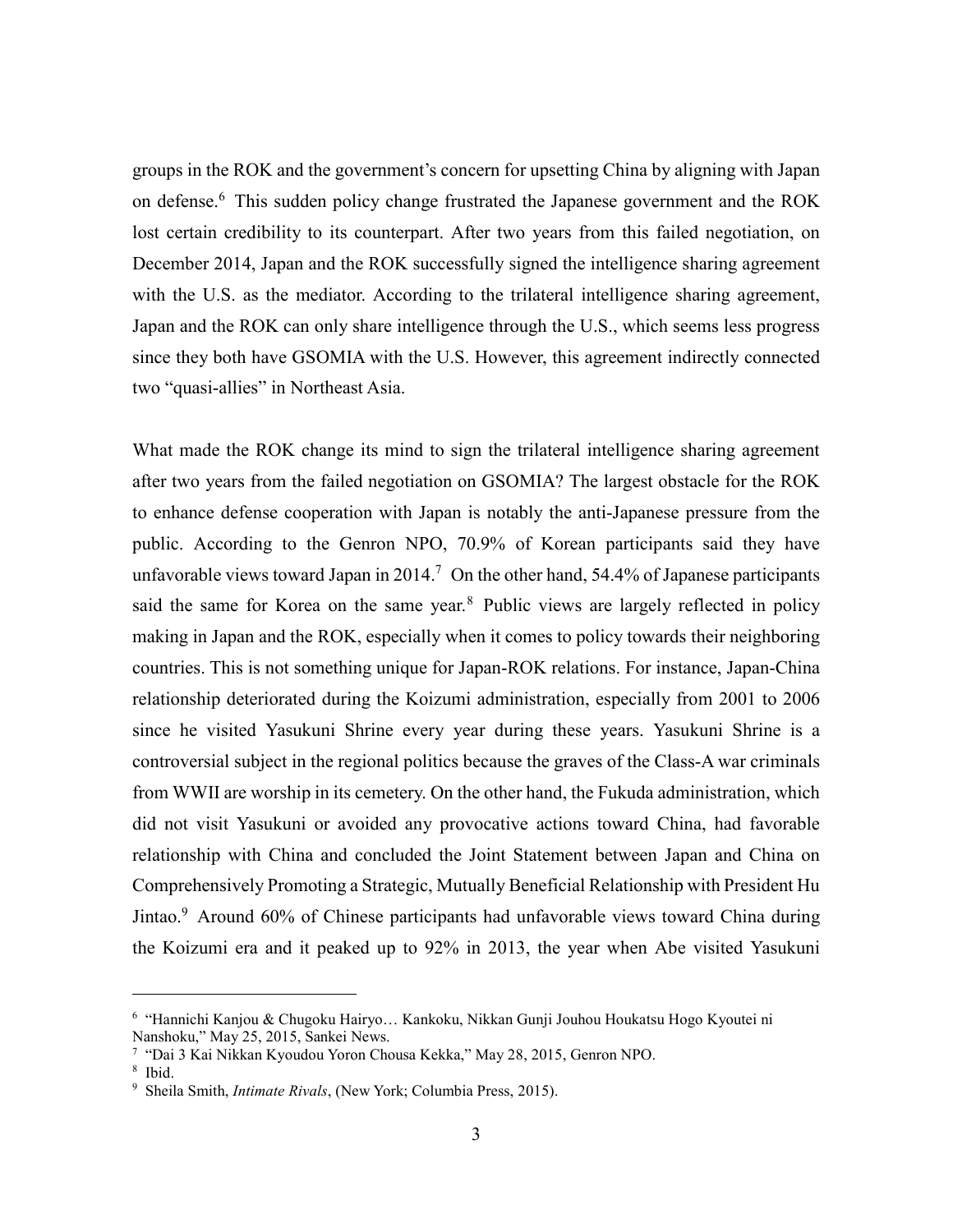groups in the ROK and the government's concern for upsetting China by aligning with Japan on defense.[6] This sudden policy change frustrated the Japanese government and the ROK lost certain credibility to its counterpart. After two years from this failed negotiation, on December 2014, Japan and the ROK successfully signed the intelligence sharing agreement with the U.S. as the mediator. According to the trilateral intelligence sharing agreement, Japan and the ROK can only share intelligence through the U.S., which seems less progress since they both have GSOMIA with the U.S. However, this agreement indirectly connected two "quasi-allies" in Northeast Asia.

What made the ROK change its mind to sign the trilateral intelligence sharing agreement after two years from the failed negotiation on GSOMIA? The largest obstacle for the ROK to enhance defense cooperation with Japan is notably the anti-Japanese pressure from the public. According to the Genron NPO, 70.9% of Korean participants said they have unfavorable views toward Japan in 2014.[7] On the other hand, 54.4% of Japanese participants said the same for Korea on the same year.[8] Public views are largely reflected in policy making in Japan and the ROK, especially when it comes to policy towards their neighboring countries. This is not something unique for Japan-ROK relations. For instance, Japan-China relationship deteriorated during the Koizumi administration, especially from 2001 to 2006 since he visited Yasukuni Shrine every year during these years. Yasukuni Shrine is a controversial subject in the regional politics because the graves of the Class-A war criminals from WWII are worship in its cemetery. On the other hand, the Fukuda administration, which did not visit Yasukuni or avoided any provocative actions toward China, had favorable relationship with China and concluded the Joint Statement between Japan and China on Comprehensively Promoting a Strategic, Mutually Beneficial Relationship with President Hu Jintao.[9] Around 60% of Chinese participants had unfavorable views toward China during the Koizumi era and it peaked up to 92% in 2013, the year when Abe visited Yasukuni

---

[6] "Hannichi Kanjou & Chugoku Hairyo… Kankoku, Nikkan Gunji Jouhou Houkatsu Hogo Kyoutei ni Nanshoku," May 25, 2015, Sankei News.

[7] "Dai 3 Kai Nikkan Kyoudou Yoron Chousa Kekka," May 28, 2015, Genron NPO.

[8] Ibid.

[9] Sheila Smith, *Intimate Rivals*, (New York; Columbia Press, 2015).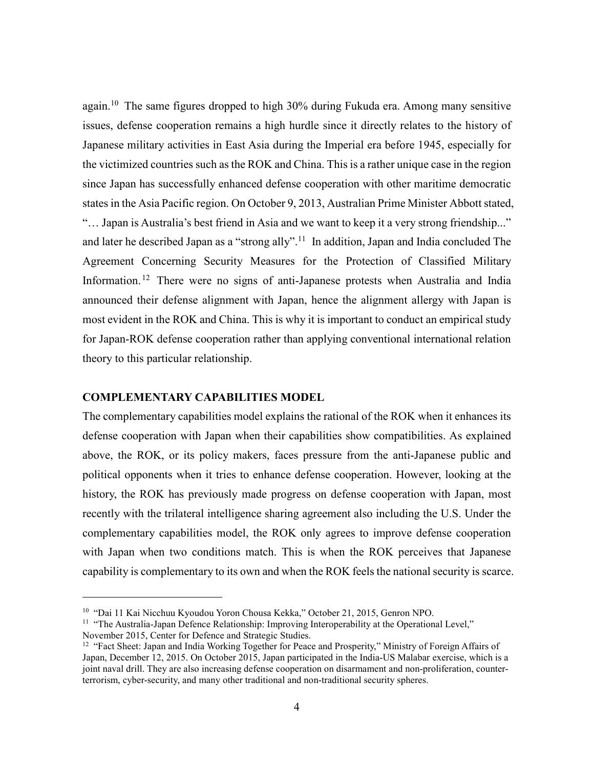again.[10] The same figures dropped to high 30% during Fukuda era. Among many sensitive issues, defense cooperation remains a high hurdle since it directly relates to the history of Japanese military activities in East Asia during the Imperial era before 1945, especially for the victimized countries such as the ROK and China. This is a rather unique case in the region since Japan has successfully enhanced defense cooperation with other maritime democratic states in the Asia Pacific region. On October 9, 2013, Australian Prime Minister Abbott stated, "… Japan is Australia's best friend in Asia and we want to keep it a very strong friendship..." and later he described Japan as a "strong ally".[11] In addition, Japan and India concluded The Agreement Concerning Security Measures for the Protection of Classified Military Information.[12] There were no signs of anti-Japanese protests when Australia and India announced their defense alignment with Japan, hence the alignment allergy with Japan is most evident in the ROK and China. This is why it is important to conduct an empirical study for Japan-ROK defense cooperation rather than applying conventional international relation theory to this particular relationship.

## COMPLEMENTARY CAPABILITIES MODEL

The complementary capabilities model explains the rational of the ROK when it enhances its defense cooperation with Japan when their capabilities show compatibilities. As explained above, the ROK, or its policy makers, faces pressure from the anti-Japanese public and political opponents when it tries to enhance defense cooperation. However, looking at the history, the ROK has previously made progress on defense cooperation with Japan, most recently with the trilateral intelligence sharing agreement also including the U.S. Under the complementary capabilities model, the ROK only agrees to improve defense cooperation with Japan when two conditions match. This is when the ROK perceives that Japanese capability is complementary to its own and when the ROK feels the national security is scarce.

---

[10] "Dai 11 Kai Nicchuu Kyoudou Yoron Chousa Kekka," October 21, 2015, Genron NPO.

[11] "The Australia-Japan Defence Relationship: Improving Interoperability at the Operational Level," November 2015, Center for Defence and Strategic Studies.

[12] "Fact Sheet: Japan and India Working Together for Peace and Prosperity," Ministry of Foreign Affairs of Japan, December 12, 2015. On October 2015, Japan participated in the India-US Malabar exercise, which is a joint naval drill. They are also increasing defense cooperation on disarmament and non-proliferation, counter-terrorism, cyber-security, and many other traditional and non-traditional security spheres.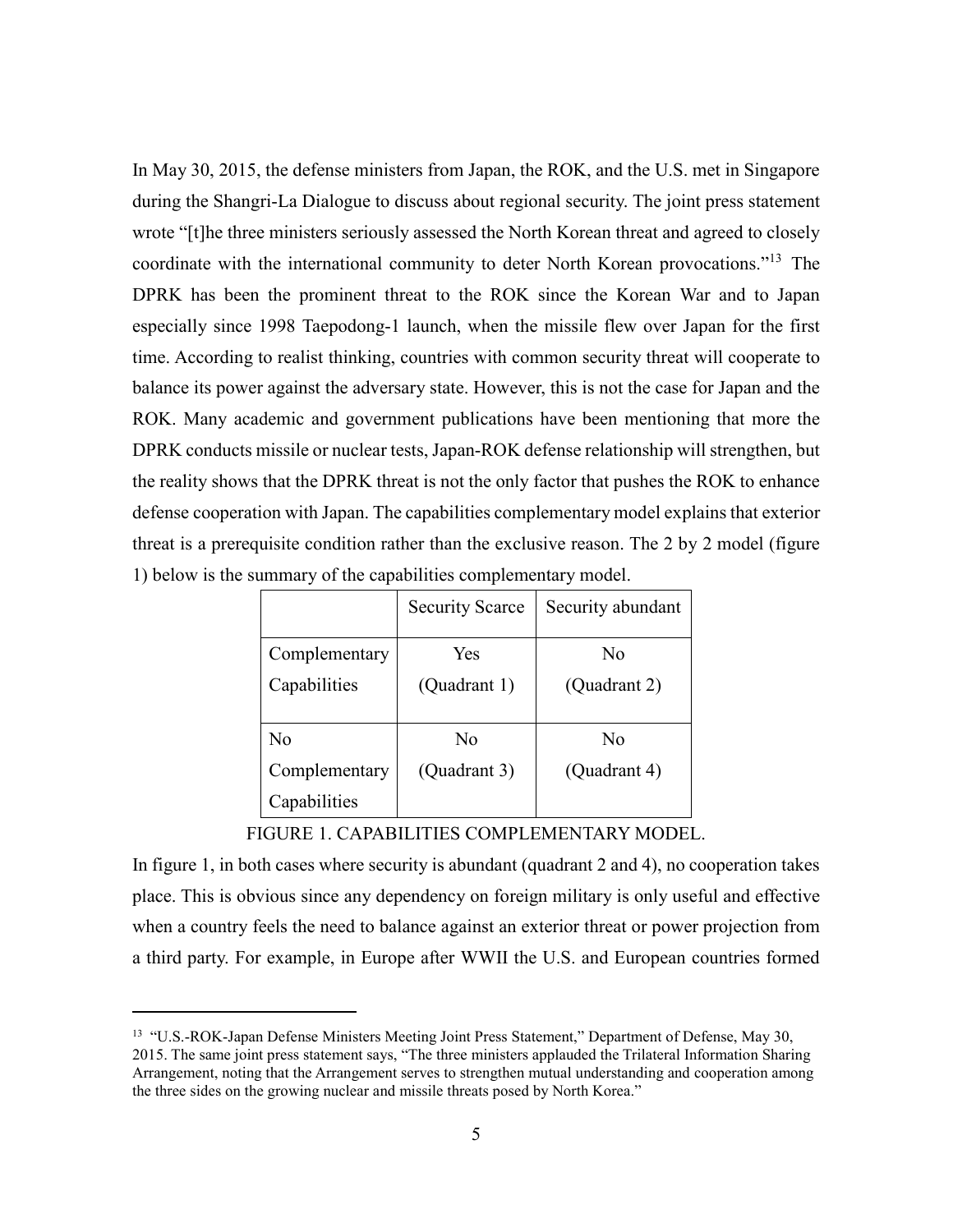In May 30, 2015, the defense ministers from Japan, the ROK, and the U.S. met in Singapore during the Shangri-La Dialogue to discuss about regional security. The joint press statement wrote "[t]he three ministers seriously assessed the North Korean threat and agreed to closely coordinate with the international community to deter North Korean provocations."[13] The DPRK has been the prominent threat to the ROK since the Korean War and to Japan especially since 1998 Taepodong-1 launch, when the missile flew over Japan for the first time. According to realist thinking, countries with common security threat will cooperate to balance its power against the adversary state. However, this is not the case for Japan and the ROK. Many academic and government publications have been mentioning that more the DPRK conducts missile or nuclear tests, Japan-ROK defense relationship will strengthen, but the reality shows that the DPRK threat is not the only factor that pushes the ROK to enhance defense cooperation with Japan. The capabilities complementary model explains that exterior threat is a prerequisite condition rather than the exclusive reason. The 2 by 2 model (figure 1) below is the summary of the capabilities complementary model.

| | Security Scarce | Security abundant |
|---|---|---|
| Complementary Capabilities | Yes (Quadrant 1) | No (Quadrant 2) |
| No Complementary Capabilities | No (Quadrant 3) | No (Quadrant 4) |

FIGURE 1. CAPABILITIES COMPLEMENTARY MODEL.

In figure 1, in both cases where security is abundant (quadrant 2 and 4), no cooperation takes place. This is obvious since any dependency on foreign military is only useful and effective when a country feels the need to balance against an exterior threat or power projection from a third party. For example, in Europe after WWII the U.S. and European countries formed

[13] "U.S.-ROK-Japan Defense Ministers Meeting Joint Press Statement," Department of Defense, May 30, 2015. The same joint press statement says, "The three ministers applauded the Trilateral Information Sharing Arrangement, noting that the Arrangement serves to strengthen mutual understanding and cooperation among the three sides on the growing nuclear and missile threats posed by North Korea."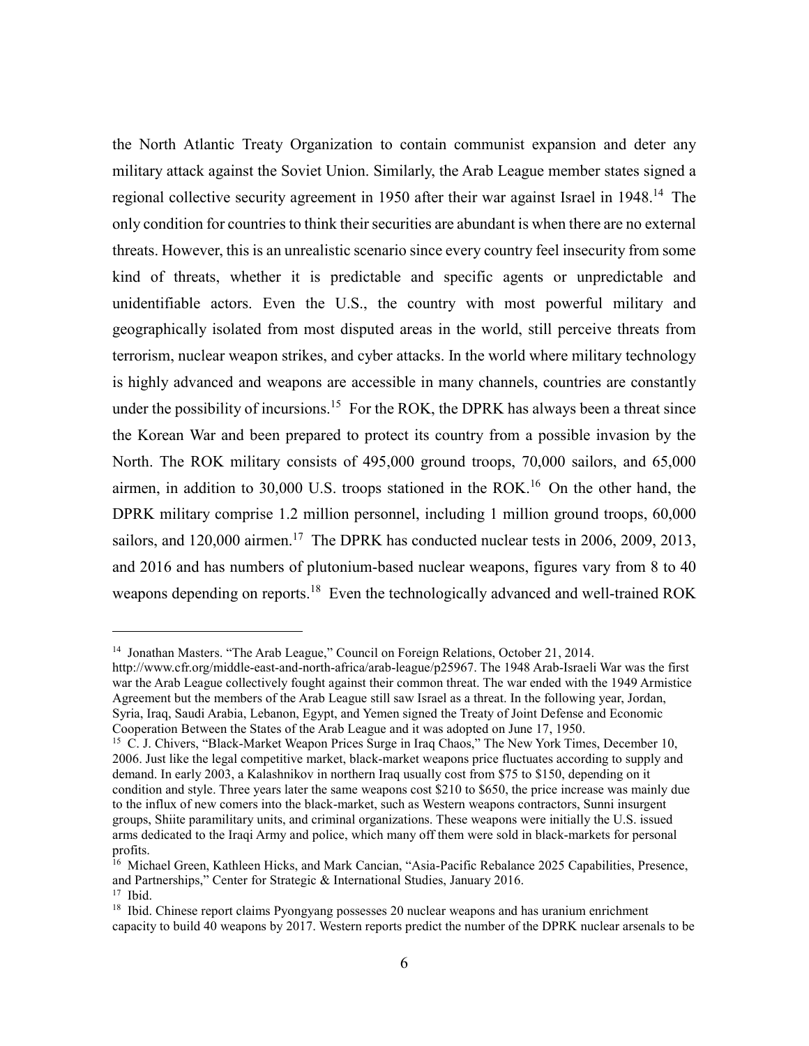the North Atlantic Treaty Organization to contain communist expansion and deter any military attack against the Soviet Union. Similarly, the Arab League member states signed a regional collective security agreement in 1950 after their war against Israel in 1948.[14] The only condition for countries to think their securities are abundant is when there are no external threats. However, this is an unrealistic scenario since every country feel insecurity from some kind of threats, whether it is predictable and specific agents or unpredictable and unidentifiable actors. Even the U.S., the country with most powerful military and geographically isolated from most disputed areas in the world, still perceive threats from terrorism, nuclear weapon strikes, and cyber attacks. In the world where military technology is highly advanced and weapons are accessible in many channels, countries are constantly under the possibility of incursions.[15] For the ROK, the DPRK has always been a threat since the Korean War and been prepared to protect its country from a possible invasion by the North. The ROK military consists of 495,000 ground troops, 70,000 sailors, and 65,000 airmen, in addition to 30,000 U.S. troops stationed in the ROK.[16] On the other hand, the DPRK military comprise 1.2 million personnel, including 1 million ground troops, 60,000 sailors, and 120,000 airmen.[17] The DPRK has conducted nuclear tests in 2006, 2009, 2013, and 2016 and has numbers of plutonium-based nuclear weapons, figures vary from 8 to 40 weapons depending on reports.[18] Even the technologically advanced and well-trained ROK

---

[14] Jonathan Masters. "The Arab League," Council on Foreign Relations, October 21, 2014. http://www.cfr.org/middle-east-and-north-africa/arab-league/p25967. The 1948 Arab-Israeli War was the first war the Arab League collectively fought against their common threat. The war ended with the 1949 Armistice Agreement but the members of the Arab League still saw Israel as a threat. In the following year, Jordan, Syria, Iraq, Saudi Arabia, Lebanon, Egypt, and Yemen signed the Treaty of Joint Defense and Economic Cooperation Between the States of the Arab League and it was adopted on June 17, 1950.

[15] C. J. Chivers, "Black-Market Weapon Prices Surge in Iraq Chaos," The New York Times, December 10, 2006. Just like the legal competitive market, black-market weapons price fluctuates according to supply and demand. In early 2003, a Kalashnikov in northern Iraq usually cost from $75 to $150, depending on it condition and style. Three years later the same weapons cost $210 to $650, the price increase was mainly due to the influx of new comers into the black-market, such as Western weapons contractors, Sunni insurgent groups, Shiite paramilitary units, and criminal organizations. These weapons were initially the U.S. issued arms dedicated to the Iraqi Army and police, which many off them were sold in black-markets for personal profits.

[16] Michael Green, Kathleen Hicks, and Mark Cancian, "Asia-Pacific Rebalance 2025 Capabilities, Presence, and Partnerships," Center for Strategic & International Studies, January 2016.

[17] Ibid.

[18] Ibid. Chinese report claims Pyongyang possesses 20 nuclear weapons and has uranium enrichment capacity to build 40 weapons by 2017. Western reports predict the number of the DPRK nuclear arsenals to be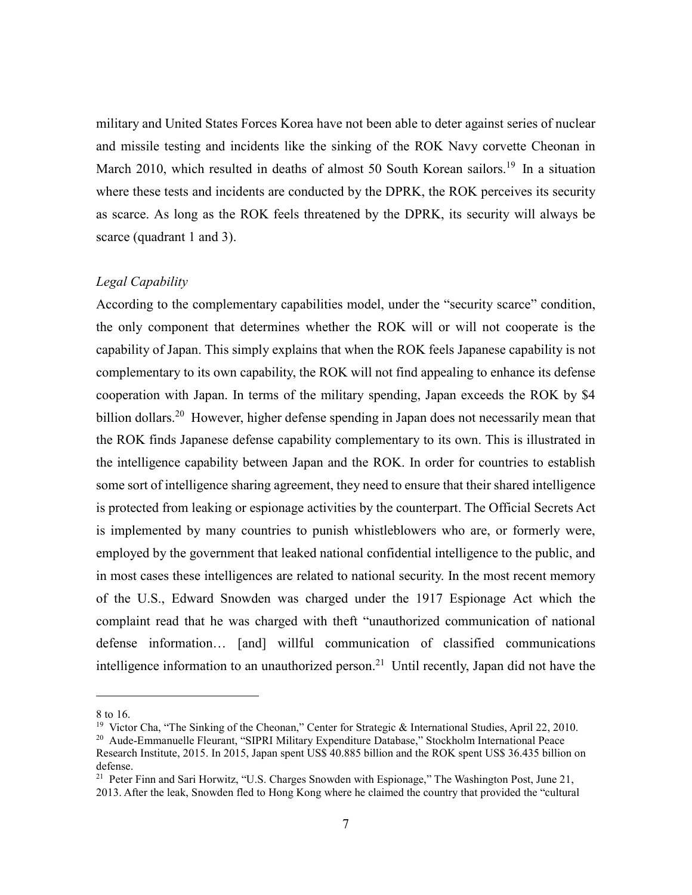military and United States Forces Korea have not been able to deter against series of nuclear and missile testing and incidents like the sinking of the ROK Navy corvette Cheonan in March 2010, which resulted in deaths of almost 50 South Korean sailors.[19] In a situation where these tests and incidents are conducted by the DPRK, the ROK perceives its security as scarce. As long as the ROK feels threatened by the DPRK, its security will always be scarce (quadrant 1 and 3).

*Legal Capability*

According to the complementary capabilities model, under the "security scarce" condition, the only component that determines whether the ROK will or will not cooperate is the capability of Japan. This simply explains that when the ROK feels Japanese capability is not complementary to its own capability, the ROK will not find appealing to enhance its defense cooperation with Japan. In terms of the military spending, Japan exceeds the ROK by $4 billion dollars.[20] However, higher defense spending in Japan does not necessarily mean that the ROK finds Japanese defense capability complementary to its own. This is illustrated in the intelligence capability between Japan and the ROK. In order for countries to establish some sort of intelligence sharing agreement, they need to ensure that their shared intelligence is protected from leaking or espionage activities by the counterpart. The Official Secrets Act is implemented by many countries to punish whistleblowers who are, or formerly were, employed by the government that leaked national confidential intelligence to the public, and in most cases these intelligences are related to national security. In the most recent memory of the U.S., Edward Snowden was charged under the 1917 Espionage Act which the complaint read that he was charged with theft "unauthorized communication of national defense information… [and] willful communication of classified communications intelligence information to an unauthorized person.[21] Until recently, Japan did not have the

---

8 to 16.

[19] Victor Cha, "The Sinking of the Cheonan," Center for Strategic & International Studies, April 22, 2010.

[20] Aude-Emmanuelle Fleurant, "SIPRI Military Expenditure Database," Stockholm International Peace Research Institute, 2015. In 2015, Japan spent US$ 40.885 billion and the ROK spent US$ 36.435 billion on defense.

[21] Peter Finn and Sari Horwitz, "U.S. Charges Snowden with Espionage," The Washington Post, June 21, 2013. After the leak, Snowden fled to Hong Kong where he claimed the country that provided the "cultural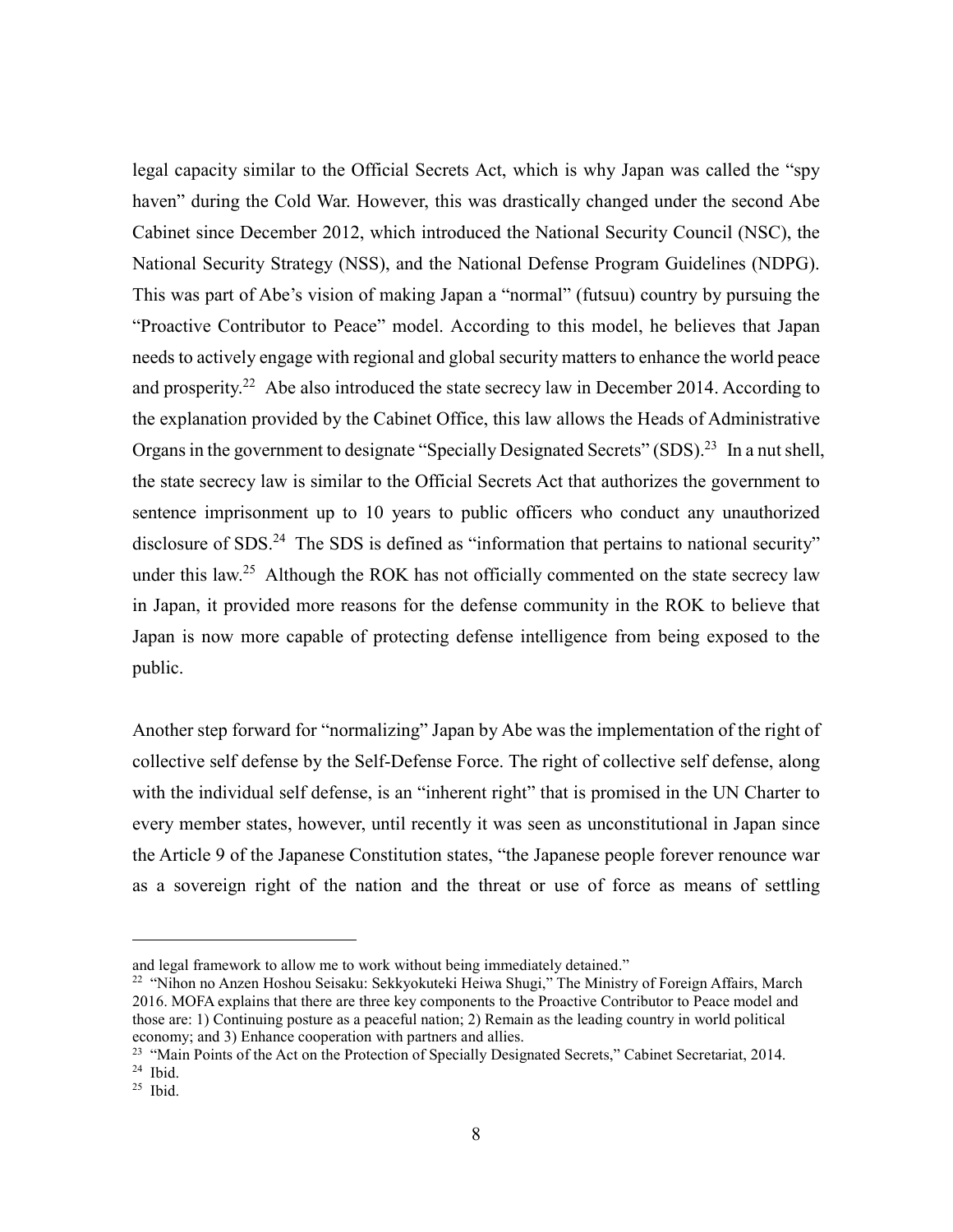legal capacity similar to the Official Secrets Act, which is why Japan was called the "spy haven" during the Cold War. However, this was drastically changed under the second Abe Cabinet since December 2012, which introduced the National Security Council (NSC), the National Security Strategy (NSS), and the National Defense Program Guidelines (NDPG). This was part of Abe's vision of making Japan a "normal" (futsuu) country by pursuing the "Proactive Contributor to Peace" model. According to this model, he believes that Japan needs to actively engage with regional and global security matters to enhance the world peace and prosperity.[22] Abe also introduced the state secrecy law in December 2014. According to the explanation provided by the Cabinet Office, this law allows the Heads of Administrative Organs in the government to designate "Specially Designated Secrets" (SDS).[23] In a nut shell, the state secrecy law is similar to the Official Secrets Act that authorizes the government to sentence imprisonment up to 10 years to public officers who conduct any unauthorized disclosure of SDS.[24] The SDS is defined as "information that pertains to national security" under this law.[25] Although the ROK has not officially commented on the state secrecy law in Japan, it provided more reasons for the defense community in the ROK to believe that Japan is now more capable of protecting defense intelligence from being exposed to the public.

Another step forward for "normalizing" Japan by Abe was the implementation of the right of collective self defense by the Self-Defense Force. The right of collective self defense, along with the individual self defense, is an "inherent right" that is promised in the UN Charter to every member states, however, until recently it was seen as unconstitutional in Japan since the Article 9 of the Japanese Constitution states, "the Japanese people forever renounce war as a sovereign right of the nation and the threat or use of force as means of settling

---

and legal framework to allow me to work without being immediately detained."

[22] "Nihon no Anzen Hoshou Seisaku: Sekkyokuteki Heiwa Shugi," The Ministry of Foreign Affairs, March 2016. MOFA explains that there are three key components to the Proactive Contributor to Peace model and those are: 1) Continuing posture as a peaceful nation; 2) Remain as the leading country in world political economy; and 3) Enhance cooperation with partners and allies.

[23] "Main Points of the Act on the Protection of Specially Designated Secrets," Cabinet Secretariat, 2014.

[24] Ibid.

[25] Ibid.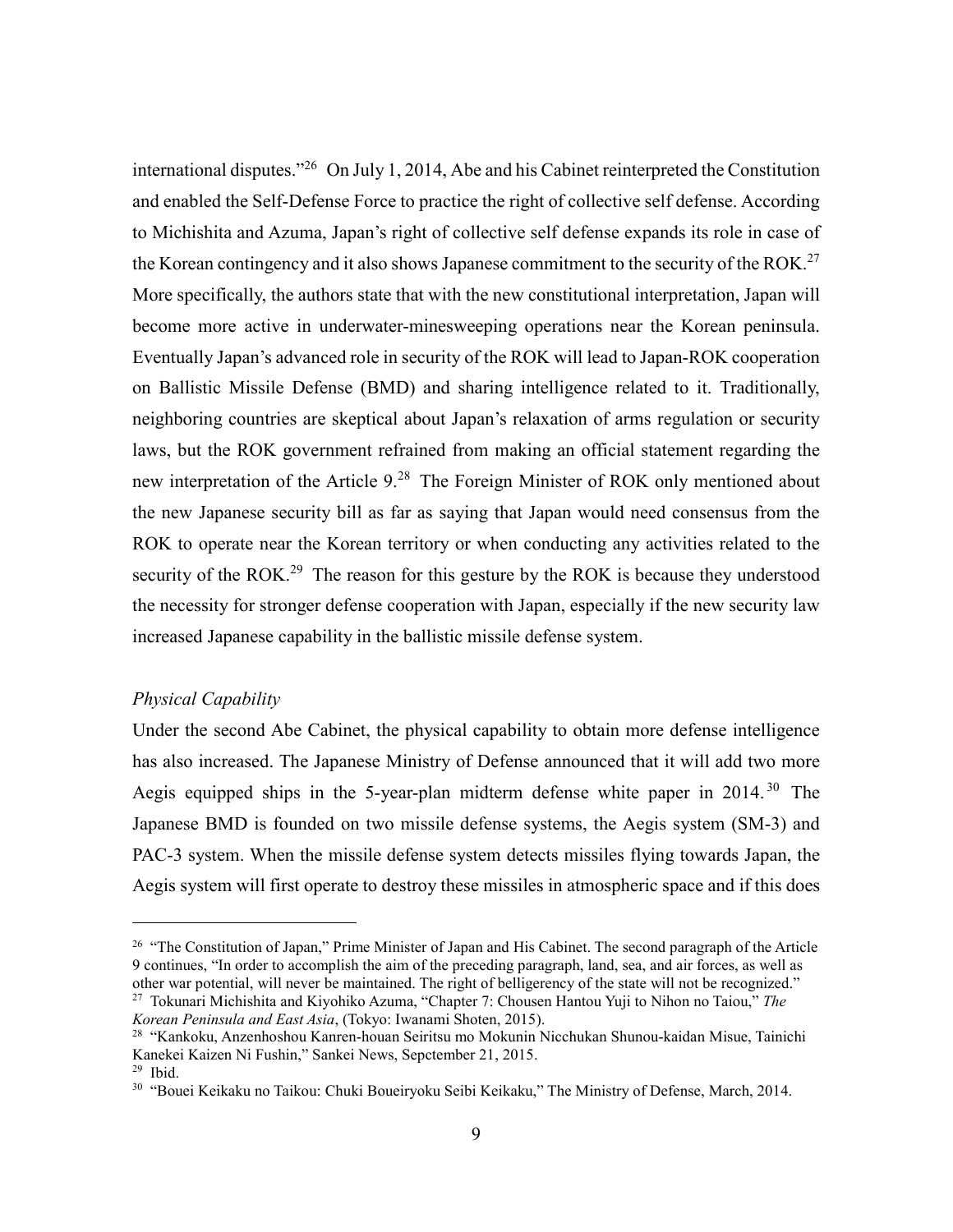international disputes."[26] On July 1, 2014, Abe and his Cabinet reinterpreted the Constitution and enabled the Self-Defense Force to practice the right of collective self defense. According to Michishita and Azuma, Japan's right of collective self defense expands its role in case of the Korean contingency and it also shows Japanese commitment to the security of the ROK.[27] More specifically, the authors state that with the new constitutional interpretation, Japan will become more active in underwater-minesweeping operations near the Korean peninsula. Eventually Japan's advanced role in security of the ROK will lead to Japan-ROK cooperation on Ballistic Missile Defense (BMD) and sharing intelligence related to it. Traditionally, neighboring countries are skeptical about Japan's relaxation of arms regulation or security laws, but the ROK government refrained from making an official statement regarding the new interpretation of the Article 9.[28] The Foreign Minister of ROK only mentioned about the new Japanese security bill as far as saying that Japan would need consensus from the ROK to operate near the Korean territory or when conducting any activities related to the security of the ROK.[29] The reason for this gesture by the ROK is because they understood the necessity for stronger defense cooperation with Japan, especially if the new security law increased Japanese capability in the ballistic missile defense system.

*Physical Capability*

Under the second Abe Cabinet, the physical capability to obtain more defense intelligence has also increased. The Japanese Ministry of Defense announced that it will add two more Aegis equipped ships in the 5-year-plan midterm defense white paper in 2014.[30] The Japanese BMD is founded on two missile defense systems, the Aegis system (SM-3) and PAC-3 system. When the missile defense system detects missiles flying towards Japan, the Aegis system will first operate to destroy these missiles in atmospheric space and if this does

---

[26] "The Constitution of Japan," Prime Minister of Japan and His Cabinet. The second paragraph of the Article 9 continues, "In order to accomplish the aim of the preceding paragraph, land, sea, and air forces, as well as other war potential, will never be maintained. The right of belligerency of the state will not be recognized."

[27] Tokunari Michishita and Kiyohiko Azuma, "Chapter 7: Chousen Hantou Yuji to Nihon no Taiou," *The Korean Peninsula and East Asia*, (Tokyo: Iwanami Shoten, 2015).

[28] "Kankoku, Anzenhoshou Kanren-houan Seiritsu mo Mokunin Nicchukan Shunou-kaidan Misue, Tainichi Kanekei Kaizen Ni Fushin," Sankei News, Sepctember 21, 2015.

[29] Ibid.

[30] "Bouei Keikaku no Taikou: Chuki Boueiryoku Seibi Keikaku," The Ministry of Defense, March, 2014.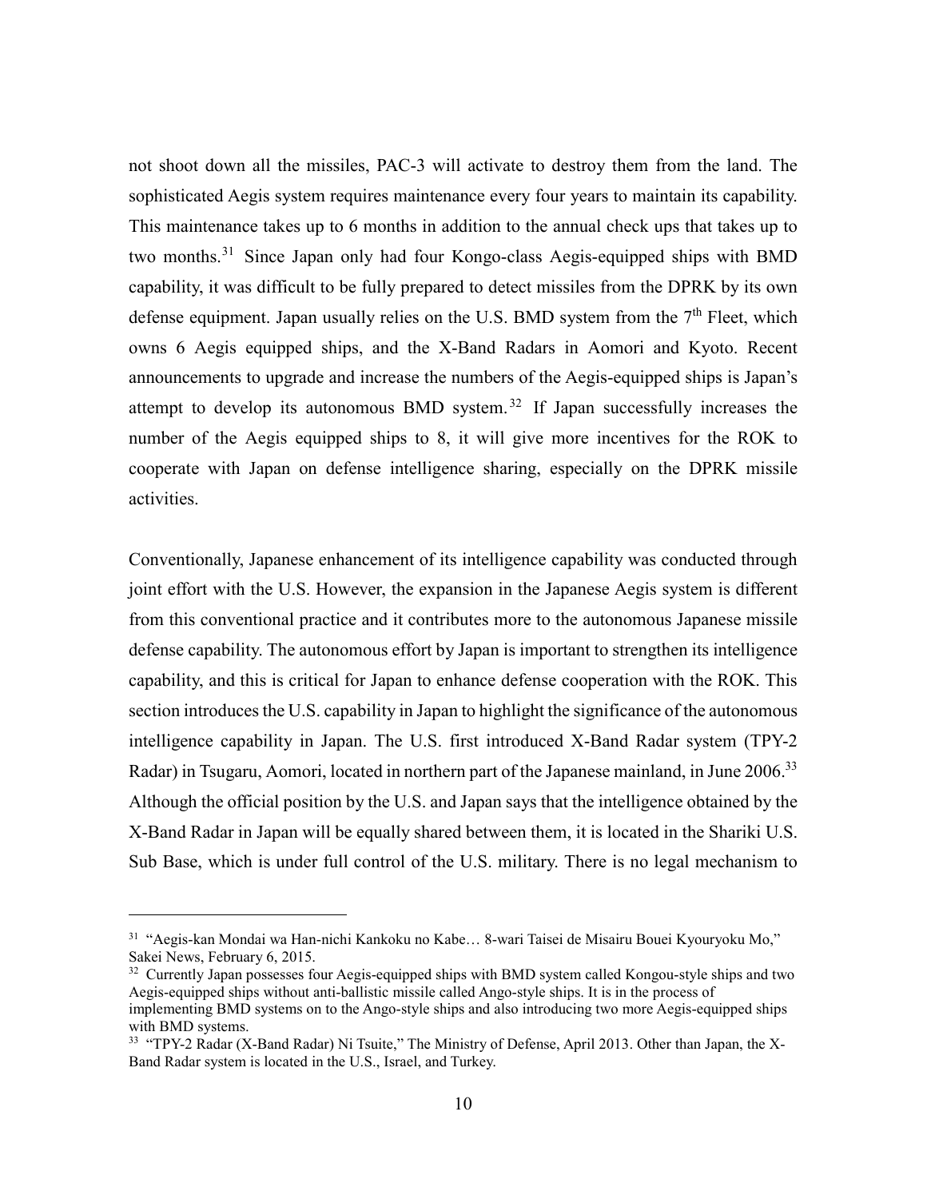not shoot down all the missiles, PAC-3 will activate to destroy them from the land. The sophisticated Aegis system requires maintenance every four years to maintain its capability. This maintenance takes up to 6 months in addition to the annual check ups that takes up to two months.[31] Since Japan only had four Kongo-class Aegis-equipped ships with BMD capability, it was difficult to be fully prepared to detect missiles from the DPRK by its own defense equipment. Japan usually relies on the U.S. BMD system from the 7th Fleet, which owns 6 Aegis equipped ships, and the X-Band Radars in Aomori and Kyoto. Recent announcements to upgrade and increase the numbers of the Aegis-equipped ships is Japan's attempt to develop its autonomous BMD system.[32] If Japan successfully increases the number of the Aegis equipped ships to 8, it will give more incentives for the ROK to cooperate with Japan on defense intelligence sharing, especially on the DPRK missile activities.

Conventionally, Japanese enhancement of its intelligence capability was conducted through joint effort with the U.S. However, the expansion in the Japanese Aegis system is different from this conventional practice and it contributes more to the autonomous Japanese missile defense capability. The autonomous effort by Japan is important to strengthen its intelligence capability, and this is critical for Japan to enhance defense cooperation with the ROK. This section introduces the U.S. capability in Japan to highlight the significance of the autonomous intelligence capability in Japan. The U.S. first introduced X-Band Radar system (TPY-2 Radar) in Tsugaru, Aomori, located in northern part of the Japanese mainland, in June 2006.[33] Although the official position by the U.S. and Japan says that the intelligence obtained by the X-Band Radar in Japan will be equally shared between them, it is located in the Shariki U.S. Sub Base, which is under full control of the U.S. military. There is no legal mechanism to

---

[31] "Aegis-kan Mondai wa Han-nichi Kankoku no Kabe… 8-wari Taisei de Misairu Bouei Kyouryoku Mo," Sakei News, February 6, 2015.

[32] Currently Japan possesses four Aegis-equipped ships with BMD system called Kongou-style ships and two Aegis-equipped ships without anti-ballistic missile called Ango-style ships. It is in the process of implementing BMD systems on to the Ango-style ships and also introducing two more Aegis-equipped ships with BMD systems.

[33] "TPY-2 Radar (X-Band Radar) Ni Tsuite," The Ministry of Defense, April 2013. Other than Japan, the X-Band Radar system is located in the U.S., Israel, and Turkey.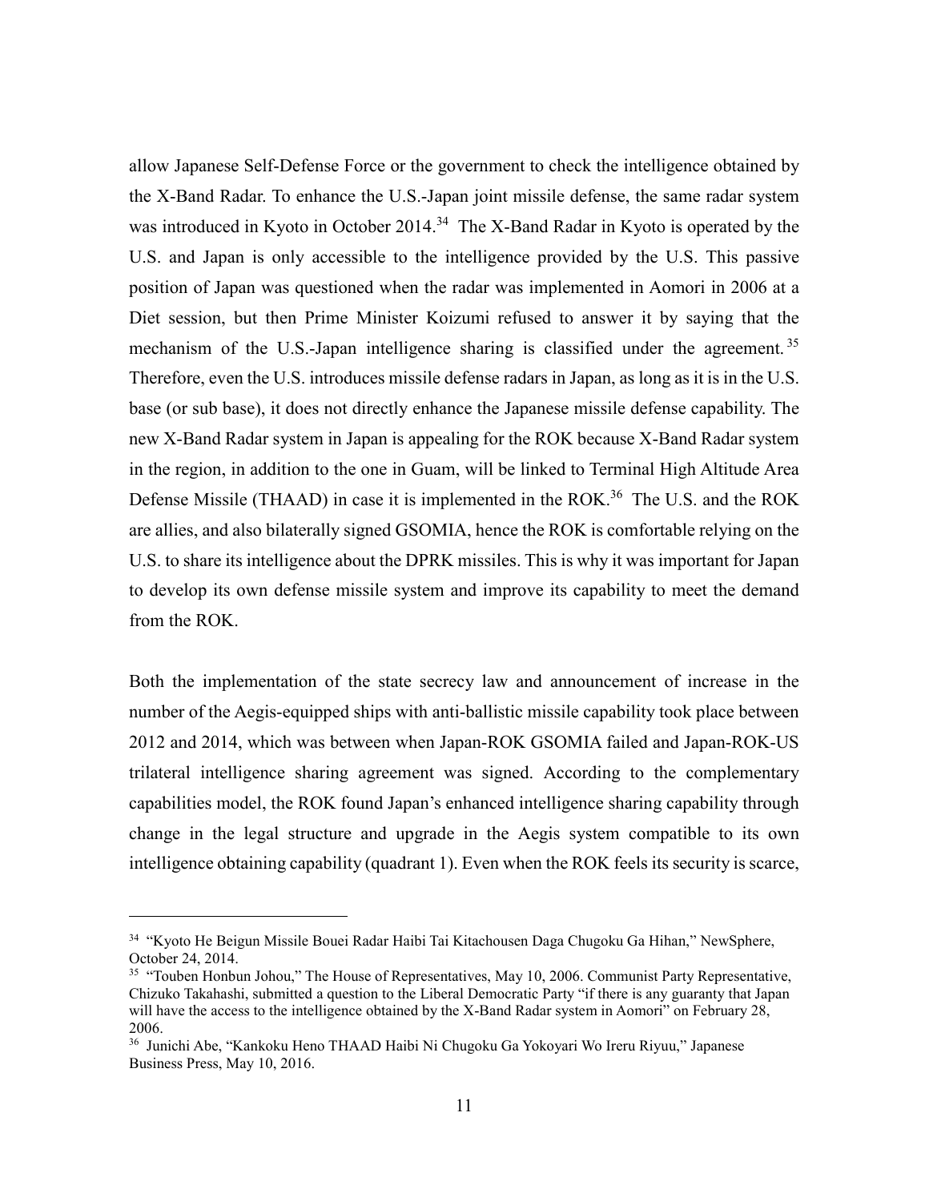allow Japanese Self-Defense Force or the government to check the intelligence obtained by the X-Band Radar. To enhance the U.S.-Japan joint missile defense, the same radar system was introduced in Kyoto in October 2014.[34] The X-Band Radar in Kyoto is operated by the U.S. and Japan is only accessible to the intelligence provided by the U.S. This passive position of Japan was questioned when the radar was implemented in Aomori in 2006 at a Diet session, but then Prime Minister Koizumi refused to answer it by saying that the mechanism of the U.S.-Japan intelligence sharing is classified under the agreement.[35] Therefore, even the U.S. introduces missile defense radars in Japan, as long as it is in the U.S. base (or sub base), it does not directly enhance the Japanese missile defense capability. The new X-Band Radar system in Japan is appealing for the ROK because X-Band Radar system in the region, in addition to the one in Guam, will be linked to Terminal High Altitude Area Defense Missile (THAAD) in case it is implemented in the ROK.[36] The U.S. and the ROK are allies, and also bilaterally signed GSOMIA, hence the ROK is comfortable relying on the U.S. to share its intelligence about the DPRK missiles. This is why it was important for Japan to develop its own defense missile system and improve its capability to meet the demand from the ROK.

Both the implementation of the state secrecy law and announcement of increase in the number of the Aegis-equipped ships with anti-ballistic missile capability took place between 2012 and 2014, which was between when Japan-ROK GSOMIA failed and Japan-ROK-US trilateral intelligence sharing agreement was signed. According to the complementary capabilities model, the ROK found Japan's enhanced intelligence sharing capability through change in the legal structure and upgrade in the Aegis system compatible to its own intelligence obtaining capability (quadrant 1). Even when the ROK feels its security is scarce,

---

[34] "Kyoto He Beigun Missile Bouei Radar Haibi Tai Kitachousen Daga Chugoku Ga Hihan," NewSphere, October 24, 2014.

[35] "Touben Honbun Johou," The House of Representatives, May 10, 2006. Communist Party Representative, Chizuko Takahashi, submitted a question to the Liberal Democratic Party "if there is any guaranty that Japan will have the access to the intelligence obtained by the X-Band Radar system in Aomori" on February 28, 2006.

[36] Junichi Abe, "Kankoku Heno THAAD Haibi Ni Chugoku Ga Yokoyari Wo Ireru Riyuu," Japanese Business Press, May 10, 2016.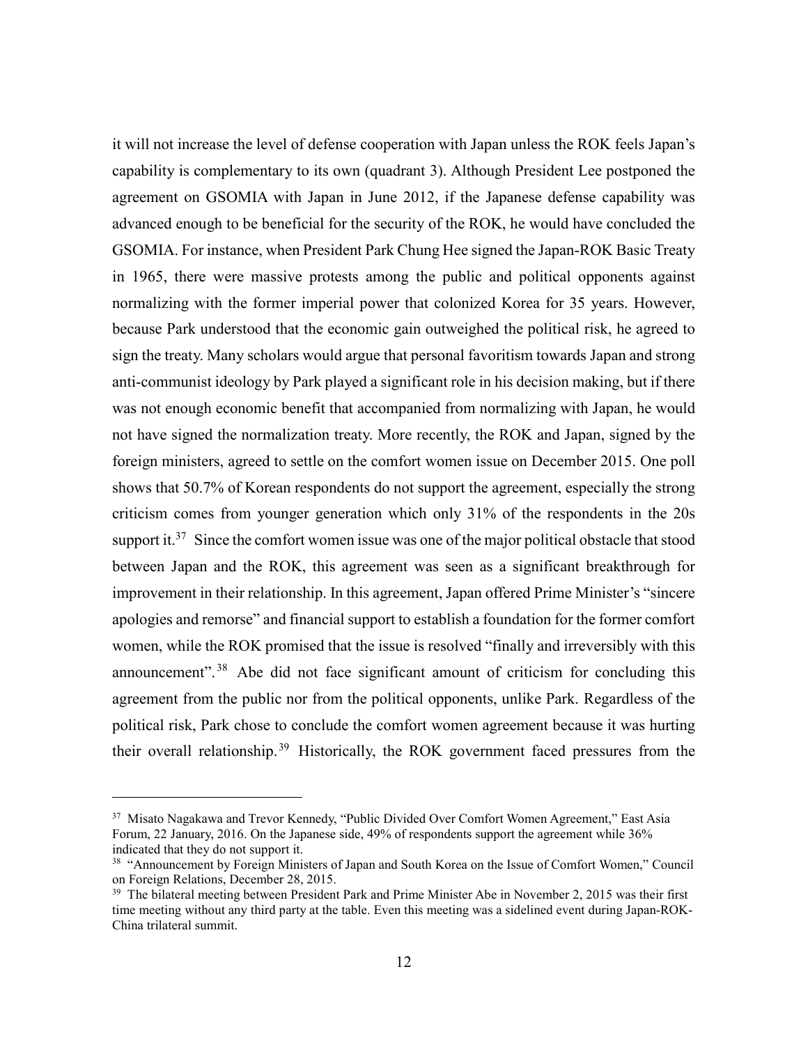it will not increase the level of defense cooperation with Japan unless the ROK feels Japan's capability is complementary to its own (quadrant 3). Although President Lee postponed the agreement on GSOMIA with Japan in June 2012, if the Japanese defense capability was advanced enough to be beneficial for the security of the ROK, he would have concluded the GSOMIA. For instance, when President Park Chung Hee signed the Japan-ROK Basic Treaty in 1965, there were massive protests among the public and political opponents against normalizing with the former imperial power that colonized Korea for 35 years. However, because Park understood that the economic gain outweighed the political risk, he agreed to sign the treaty. Many scholars would argue that personal favoritism towards Japan and strong anti-communist ideology by Park played a significant role in his decision making, but if there was not enough economic benefit that accompanied from normalizing with Japan, he would not have signed the normalization treaty. More recently, the ROK and Japan, signed by the foreign ministers, agreed to settle on the comfort women issue on December 2015. One poll shows that 50.7% of Korean respondents do not support the agreement, especially the strong criticism comes from younger generation which only 31% of the respondents in the 20s support it.[37] Since the comfort women issue was one of the major political obstacle that stood between Japan and the ROK, this agreement was seen as a significant breakthrough for improvement in their relationship. In this agreement, Japan offered Prime Minister's "sincere apologies and remorse" and financial support to establish a foundation for the former comfort women, while the ROK promised that the issue is resolved "finally and irreversibly with this announcement".[38] Abe did not face significant amount of criticism for concluding this agreement from the public nor from the political opponents, unlike Park. Regardless of the political risk, Park chose to conclude the comfort women agreement because it was hurting their overall relationship.[39] Historically, the ROK government faced pressures from the

---

[37] Misato Nagakawa and Trevor Kennedy, "Public Divided Over Comfort Women Agreement," East Asia Forum, 22 January, 2016. On the Japanese side, 49% of respondents support the agreement while 36% indicated that they do not support it.

[38] "Announcement by Foreign Ministers of Japan and South Korea on the Issue of Comfort Women," Council on Foreign Relations, December 28, 2015.

[39] The bilateral meeting between President Park and Prime Minister Abe in November 2, 2015 was their first time meeting without any third party at the table. Even this meeting was a sidelined event during Japan-ROK-China trilateral summit.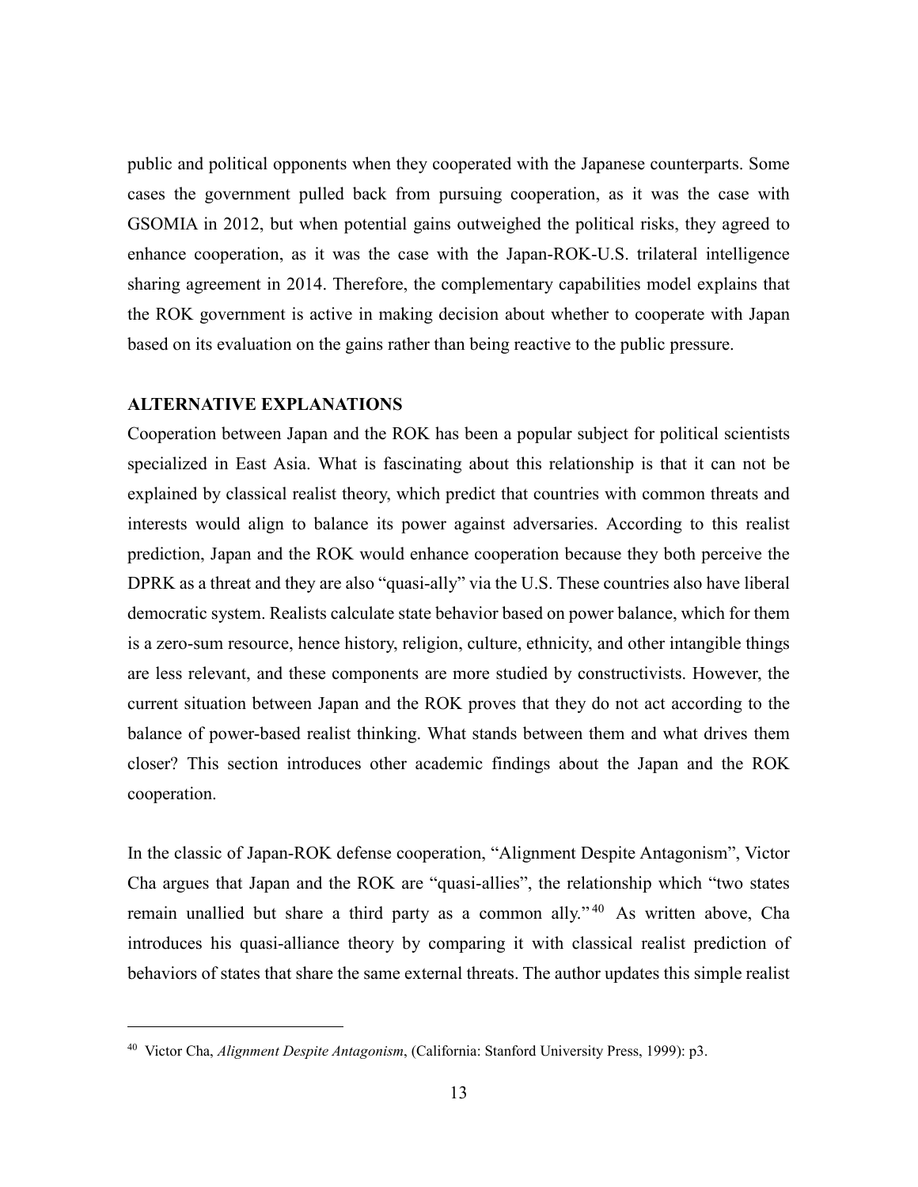public and political opponents when they cooperated with the Japanese counterparts. Some cases the government pulled back from pursuing cooperation, as it was the case with GSOMIA in 2012, but when potential gains outweighed the political risks, they agreed to enhance cooperation, as it was the case with the Japan-ROK-U.S. trilateral intelligence sharing agreement in 2014. Therefore, the complementary capabilities model explains that the ROK government is active in making decision about whether to cooperate with Japan based on its evaluation on the gains rather than being reactive to the public pressure.

## ALTERNATIVE EXPLANATIONS

Cooperation between Japan and the ROK has been a popular subject for political scientists specialized in East Asia. What is fascinating about this relationship is that it can not be explained by classical realist theory, which predict that countries with common threats and interests would align to balance its power against adversaries. According to this realist prediction, Japan and the ROK would enhance cooperation because they both perceive the DPRK as a threat and they are also "quasi-ally" via the U.S. These countries also have liberal democratic system. Realists calculate state behavior based on power balance, which for them is a zero-sum resource, hence history, religion, culture, ethnicity, and other intangible things are less relevant, and these components are more studied by constructivists. However, the current situation between Japan and the ROK proves that they do not act according to the balance of power-based realist thinking. What stands between them and what drives them closer? This section introduces other academic findings about the Japan and the ROK cooperation.

In the classic of Japan-ROK defense cooperation, "Alignment Despite Antagonism", Victor Cha argues that Japan and the ROK are "quasi-allies", the relationship which "two states remain unallied but share a third party as a common ally."[40] As written above, Cha introduces his quasi-alliance theory by comparing it with classical realist prediction of behaviors of states that share the same external threats. The author updates this simple realist

[40] Victor Cha, *Alignment Despite Antagonism*, (California: Stanford University Press, 1999): p3.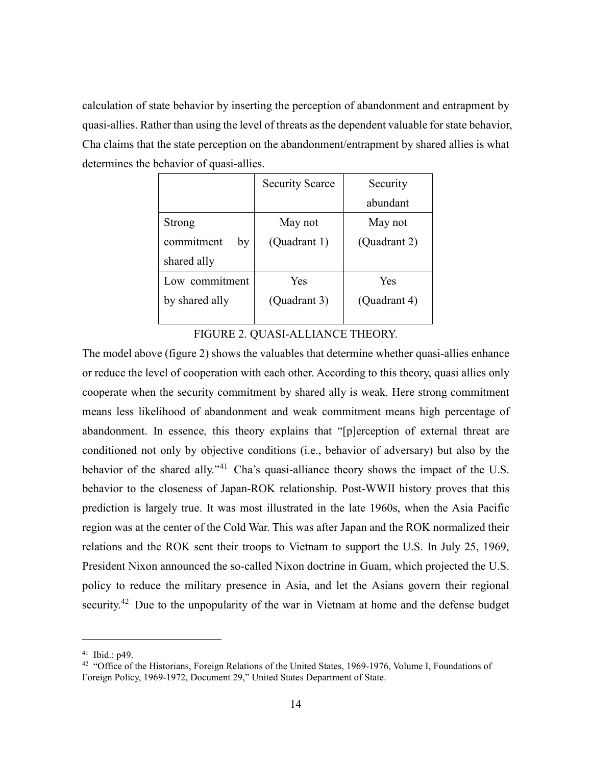calculation of state behavior by inserting the perception of abandonment and entrapment by quasi-allies. Rather than using the level of threats as the dependent valuable for state behavior, Cha claims that the state perception on the abandonment/entrapment by shared allies is what determines the behavior of quasi-allies.

| | Security Scarce | Security abundant |
|---|---|---|
| Strong commitment by shared ally | May not (Quadrant 1) | May not (Quadrant 2) |
| Low commitment by shared ally | Yes (Quadrant 3) | Yes (Quadrant 4) |

FIGURE 2. QUASI-ALLIANCE THEORY.

The model above (figure 2) shows the valuables that determine whether quasi-allies enhance or reduce the level of cooperation with each other. According to this theory, quasi allies only cooperate when the security commitment by shared ally is weak. Here strong commitment means less likelihood of abandonment and weak commitment means high percentage of abandonment. In essence, this theory explains that "[p]erception of external threat are conditioned not only by objective conditions (i.e., behavior of adversary) but also by the behavior of the shared ally."[41] Cha's quasi-alliance theory shows the impact of the U.S. behavior to the closeness of Japan-ROK relationship. Post-WWII history proves that this prediction is largely true. It was most illustrated in the late 1960s, when the Asia Pacific region was at the center of the Cold War. This was after Japan and the ROK normalized their relations and the ROK sent their troops to Vietnam to support the U.S. In July 25, 1969, President Nixon announced the so-called Nixon doctrine in Guam, which projected the U.S. policy to reduce the military presence in Asia, and let the Asians govern their regional security.[42] Due to the unpopularity of the war in Vietnam at home and the defense budget

---

[41] Ibid.: p49.

[42] "Office of the Historians, Foreign Relations of the United States, 1969-1976, Volume I, Foundations of Foreign Policy, 1969-1972, Document 29," United States Department of State.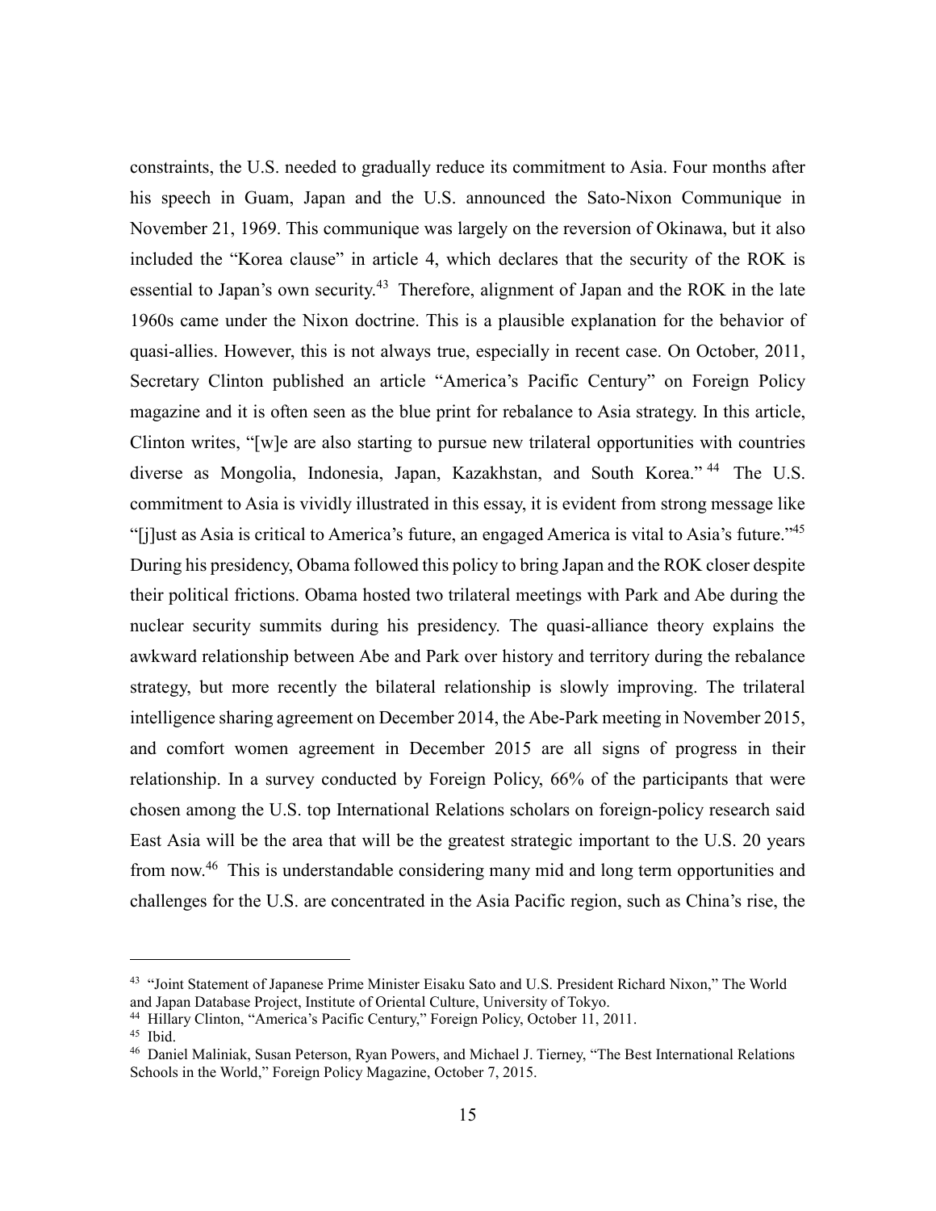constraints, the U.S. needed to gradually reduce its commitment to Asia. Four months after his speech in Guam, Japan and the U.S. announced the Sato-Nixon Communique in November 21, 1969. This communique was largely on the reversion of Okinawa, but it also included the "Korea clause" in article 4, which declares that the security of the ROK is essential to Japan's own security.[43] Therefore, alignment of Japan and the ROK in the late 1960s came under the Nixon doctrine. This is a plausible explanation for the behavior of quasi-allies. However, this is not always true, especially in recent case. On October, 2011, Secretary Clinton published an article "America's Pacific Century" on Foreign Policy magazine and it is often seen as the blue print for rebalance to Asia strategy. In this article, Clinton writes, "[w]e are also starting to pursue new trilateral opportunities with countries diverse as Mongolia, Indonesia, Japan, Kazakhstan, and South Korea."[44] The U.S. commitment to Asia is vividly illustrated in this essay, it is evident from strong message like "[j]ust as Asia is critical to America's future, an engaged America is vital to Asia's future."[45] During his presidency, Obama followed this policy to bring Japan and the ROK closer despite their political frictions. Obama hosted two trilateral meetings with Park and Abe during the nuclear security summits during his presidency. The quasi-alliance theory explains the awkward relationship between Abe and Park over history and territory during the rebalance strategy, but more recently the bilateral relationship is slowly improving. The trilateral intelligence sharing agreement on December 2014, the Abe-Park meeting in November 2015, and comfort women agreement in December 2015 are all signs of progress in their relationship. In a survey conducted by Foreign Policy, 66% of the participants that were chosen among the U.S. top International Relations scholars on foreign-policy research said East Asia will be the area that will be the greatest strategic important to the U.S. 20 years from now.[46] This is understandable considering many mid and long term opportunities and challenges for the U.S. are concentrated in the Asia Pacific region, such as China's rise, the

---

[43] "Joint Statement of Japanese Prime Minister Eisaku Sato and U.S. President Richard Nixon," The World and Japan Database Project, Institute of Oriental Culture, University of Tokyo.

[44] Hillary Clinton, "America's Pacific Century," Foreign Policy, October 11, 2011.

[45] Ibid.

[46] Daniel Maliniak, Susan Peterson, Ryan Powers, and Michael J. Tierney, "The Best International Relations Schools in the World," Foreign Policy Magazine, October 7, 2015.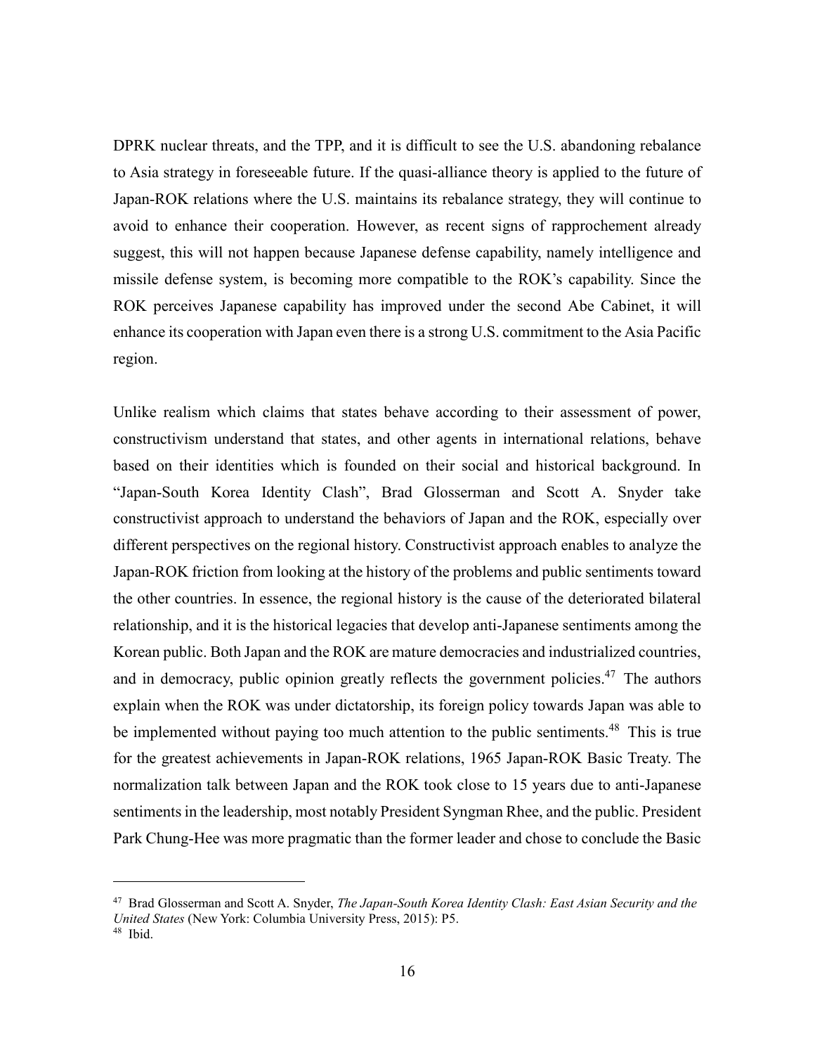DPRK nuclear threats, and the TPP, and it is difficult to see the U.S. abandoning rebalance to Asia strategy in foreseeable future. If the quasi-alliance theory is applied to the future of Japan-ROK relations where the U.S. maintains its rebalance strategy, they will continue to avoid to enhance their cooperation. However, as recent signs of rapprochement already suggest, this will not happen because Japanese defense capability, namely intelligence and missile defense system, is becoming more compatible to the ROK's capability. Since the ROK perceives Japanese capability has improved under the second Abe Cabinet, it will enhance its cooperation with Japan even there is a strong U.S. commitment to the Asia Pacific region.

Unlike realism which claims that states behave according to their assessment of power, constructivism understand that states, and other agents in international relations, behave based on their identities which is founded on their social and historical background. In "Japan-South Korea Identity Clash", Brad Glosserman and Scott A. Snyder take constructivist approach to understand the behaviors of Japan and the ROK, especially over different perspectives on the regional history. Constructivist approach enables to analyze the Japan-ROK friction from looking at the history of the problems and public sentiments toward the other countries. In essence, the regional history is the cause of the deteriorated bilateral relationship, and it is the historical legacies that develop anti-Japanese sentiments among the Korean public. Both Japan and the ROK are mature democracies and industrialized countries, and in democracy, public opinion greatly reflects the government policies.[47] The authors explain when the ROK was under dictatorship, its foreign policy towards Japan was able to be implemented without paying too much attention to the public sentiments.[48] This is true for the greatest achievements in Japan-ROK relations, 1965 Japan-ROK Basic Treaty. The normalization talk between Japan and the ROK took close to 15 years due to anti-Japanese sentiments in the leadership, most notably President Syngman Rhee, and the public. President Park Chung-Hee was more pragmatic than the former leader and chose to conclude the Basic

---

[47] Brad Glosserman and Scott A. Snyder, *The Japan-South Korea Identity Clash: East Asian Security and the United States* (New York: Columbia University Press, 2015): P5.

[48] Ibid.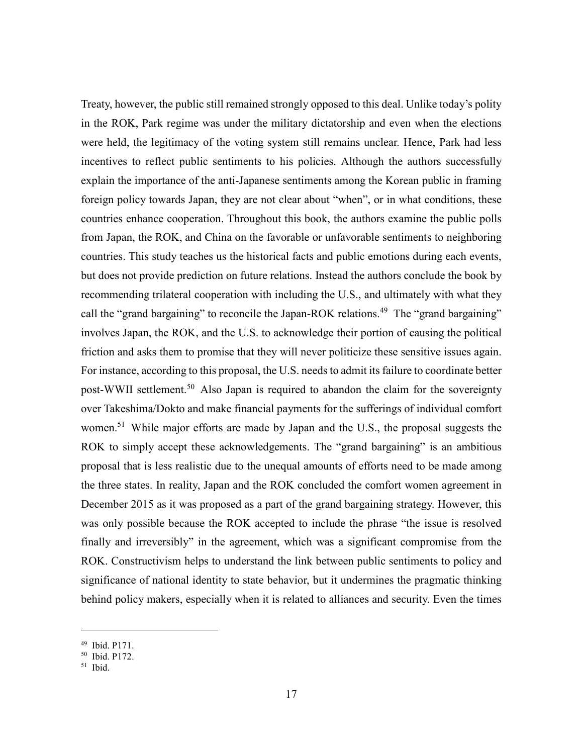Treaty, however, the public still remained strongly opposed to this deal. Unlike today's polity in the ROK, Park regime was under the military dictatorship and even when the elections were held, the legitimacy of the voting system still remains unclear. Hence, Park had less incentives to reflect public sentiments to his policies. Although the authors successfully explain the importance of the anti-Japanese sentiments among the Korean public in framing foreign policy towards Japan, they are not clear about "when", or in what conditions, these countries enhance cooperation. Throughout this book, the authors examine the public polls from Japan, the ROK, and China on the favorable or unfavorable sentiments to neighboring countries. This study teaches us the historical facts and public emotions during each events, but does not provide prediction on future relations. Instead the authors conclude the book by recommending trilateral cooperation with including the U.S., and ultimately with what they call the "grand bargaining" to reconcile the Japan-ROK relations.[49] The "grand bargaining" involves Japan, the ROK, and the U.S. to acknowledge their portion of causing the political friction and asks them to promise that they will never politicize these sensitive issues again. For instance, according to this proposal, the U.S. needs to admit its failure to coordinate better post-WWII settlement.[50] Also Japan is required to abandon the claim for the sovereignty over Takeshima/Dokto and make financial payments for the sufferings of individual comfort women.[51] While major efforts are made by Japan and the U.S., the proposal suggests the ROK to simply accept these acknowledgements. The "grand bargaining" is an ambitious proposal that is less realistic due to the unequal amounts of efforts need to be made among the three states. In reality, Japan and the ROK concluded the comfort women agreement in December 2015 as it was proposed as a part of the grand bargaining strategy. However, this was only possible because the ROK accepted to include the phrase "the issue is resolved finally and irreversibly" in the agreement, which was a significant compromise from the ROK. Constructivism helps to understand the link between public sentiments to policy and significance of national identity to state behavior, but it undermines the pragmatic thinking behind policy makers, especially when it is related to alliances and security. Even the times

---

[49] Ibid. P171.
[50] Ibid. P172.
[51] Ibid.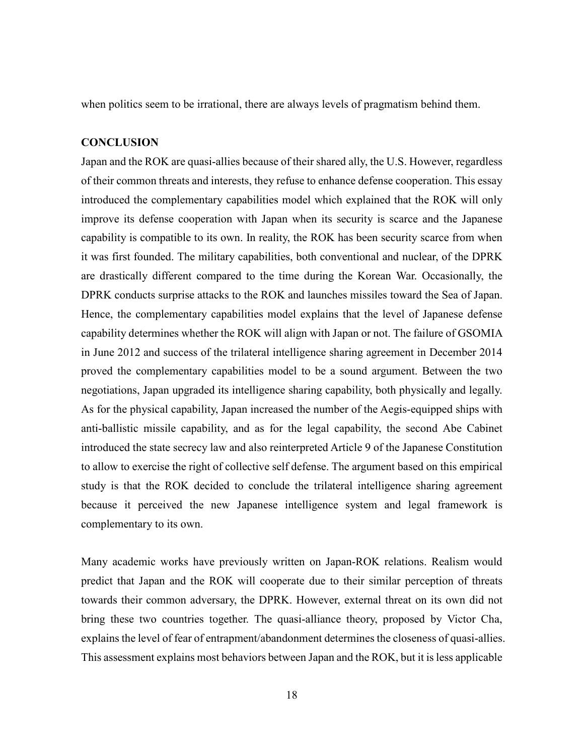when politics seem to be irrational, there are always levels of pragmatism behind them.

## CONCLUSION

Japan and the ROK are quasi-allies because of their shared ally, the U.S. However, regardless of their common threats and interests, they refuse to enhance defense cooperation. This essay introduced the complementary capabilities model which explained that the ROK will only improve its defense cooperation with Japan when its security is scarce and the Japanese capability is compatible to its own. In reality, the ROK has been security scarce from when it was first founded. The military capabilities, both conventional and nuclear, of the DPRK are drastically different compared to the time during the Korean War. Occasionally, the DPRK conducts surprise attacks to the ROK and launches missiles toward the Sea of Japan. Hence, the complementary capabilities model explains that the level of Japanese defense capability determines whether the ROK will align with Japan or not. The failure of GSOMIA in June 2012 and success of the trilateral intelligence sharing agreement in December 2014 proved the complementary capabilities model to be a sound argument. Between the two negotiations, Japan upgraded its intelligence sharing capability, both physically and legally. As for the physical capability, Japan increased the number of the Aegis-equipped ships with anti-ballistic missile capability, and as for the legal capability, the second Abe Cabinet introduced the state secrecy law and also reinterpreted Article 9 of the Japanese Constitution to allow to exercise the right of collective self defense. The argument based on this empirical study is that the ROK decided to conclude the trilateral intelligence sharing agreement because it perceived the new Japanese intelligence system and legal framework is complementary to its own.

Many academic works have previously written on Japan-ROK relations. Realism would predict that Japan and the ROK will cooperate due to their similar perception of threats towards their common adversary, the DPRK. However, external threat on its own did not bring these two countries together. The quasi-alliance theory, proposed by Victor Cha, explains the level of fear of entrapment/abandonment determines the closeness of quasi-allies. This assessment explains most behaviors between Japan and the ROK, but it is less applicable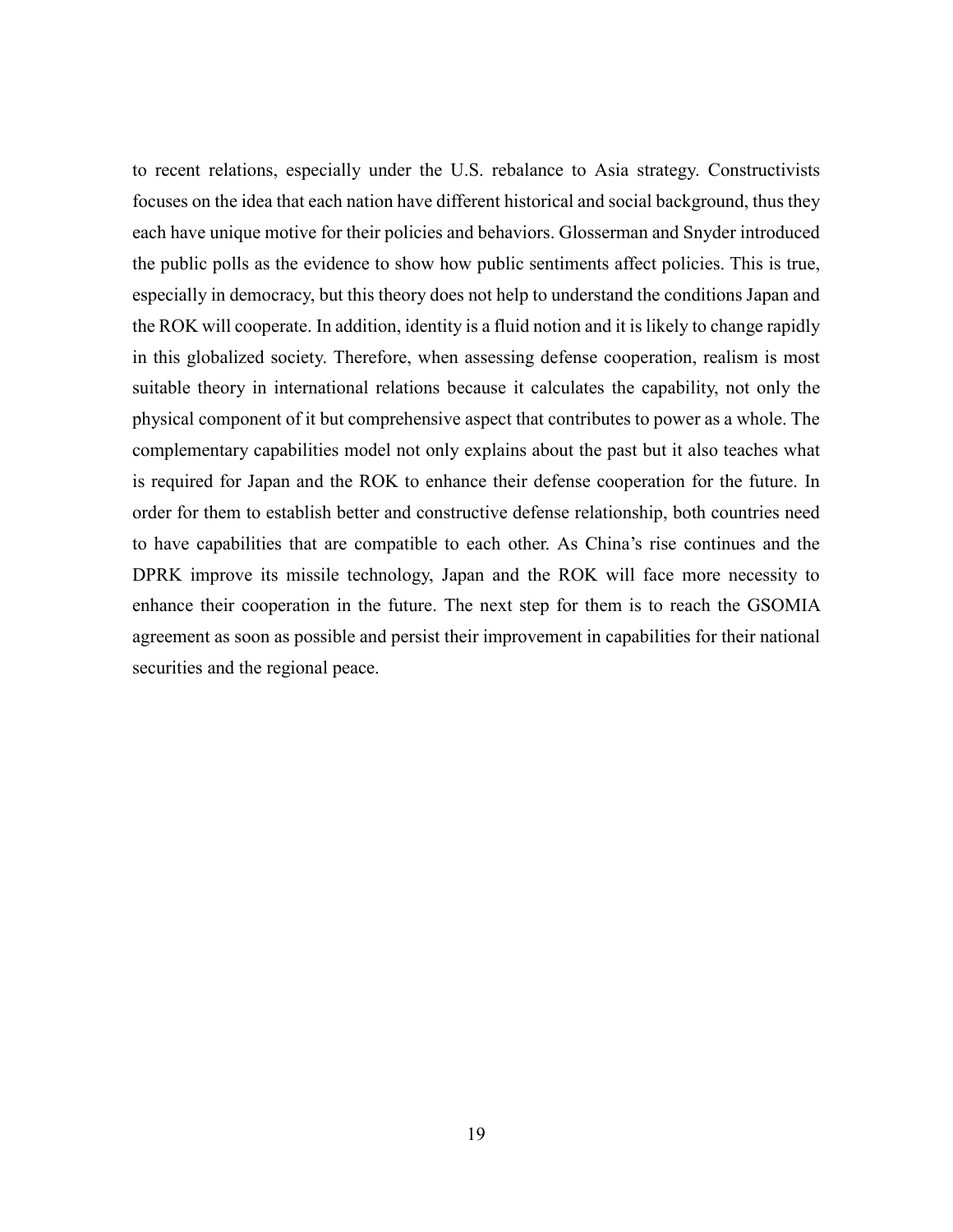to recent relations, especially under the U.S. rebalance to Asia strategy. Constructivists focuses on the idea that each nation have different historical and social background, thus they each have unique motive for their policies and behaviors. Glosserman and Snyder introduced the public polls as the evidence to show how public sentiments affect policies. This is true, especially in democracy, but this theory does not help to understand the conditions Japan and the ROK will cooperate. In addition, identity is a fluid notion and it is likely to change rapidly in this globalized society. Therefore, when assessing defense cooperation, realism is most suitable theory in international relations because it calculates the capability, not only the physical component of it but comprehensive aspect that contributes to power as a whole. The complementary capabilities model not only explains about the past but it also teaches what is required for Japan and the ROK to enhance their defense cooperation for the future. In order for them to establish better and constructive defense relationship, both countries need to have capabilities that are compatible to each other. As China's rise continues and the DPRK improve its missile technology, Japan and the ROK will face more necessity to enhance their cooperation in the future. The next step for them is to reach the GSOMIA agreement as soon as possible and persist their improvement in capabilities for their national securities and the regional peace.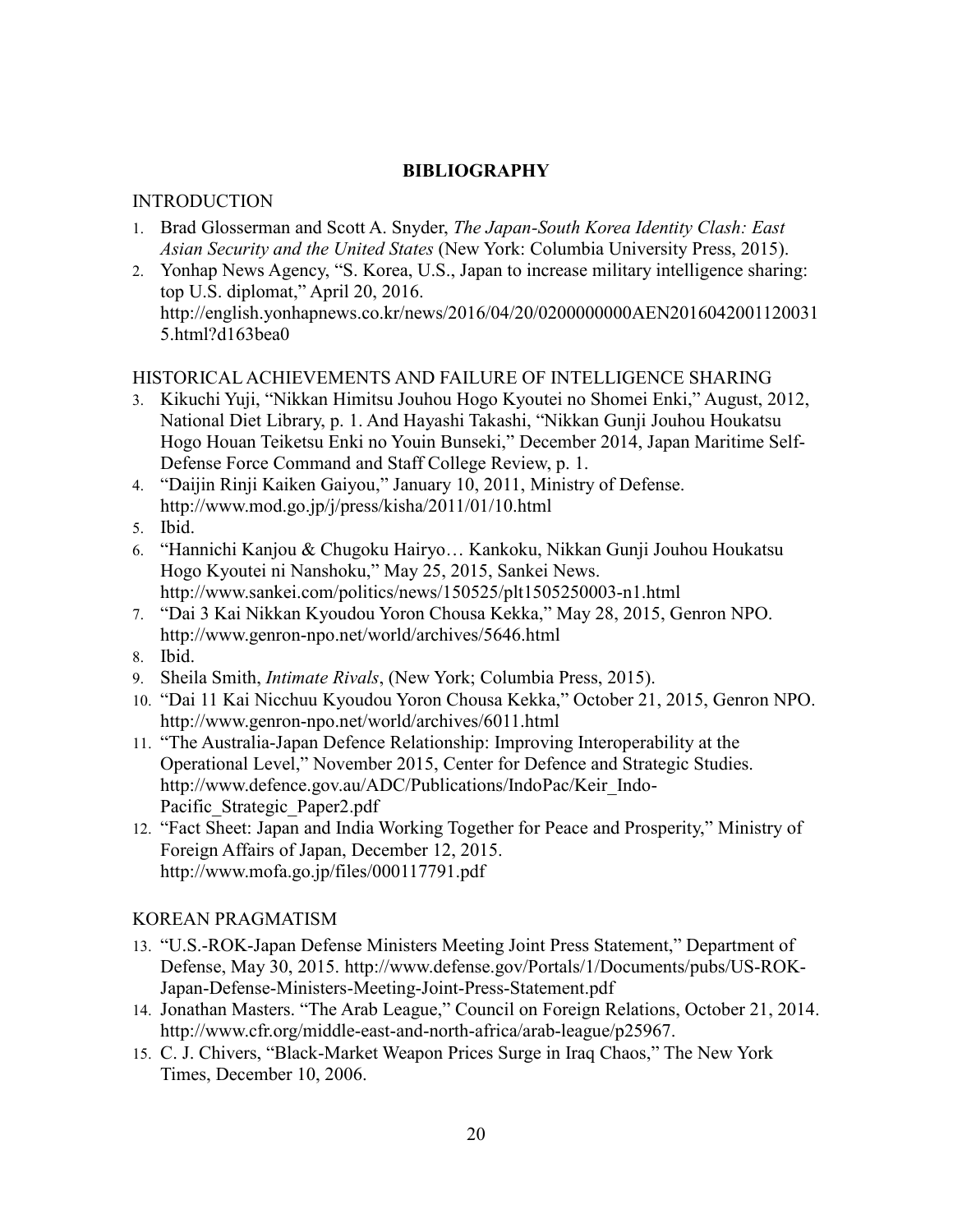## BIBLIOGRAPHY

### INTRODUCTION

1. Brad Glosserman and Scott A. Snyder, *The Japan-South Korea Identity Clash: East Asian Security and the United States* (New York: Columbia University Press, 2015).
2. Yonhap News Agency, "S. Korea, U.S., Japan to increase military intelligence sharing: top U.S. diplomat," April 20, 2016. http://english.yonhapnews.co.kr/news/2016/04/20/0200000000AEN20160420011200315.html?d163bea0

### HISTORICAL ACHIEVEMENTS AND FAILURE OF INTELLIGENCE SHARING

3. Kikuchi Yuji, "Nikkan Himitsu Jouhou Hogo Kyoutei no Shomei Enki," August, 2012, National Diet Library, p. 1. And Hayashi Takashi, "Nikkan Gunji Jouhou Houkatsu Hogo Houan Teiketsu Enki no Youin Bunseki," December 2014, Japan Maritime Self-Defense Force Command and Staff College Review, p. 1.
4. "Daijin Rinji Kaiken Gaiyou," January 10, 2011, Ministry of Defense. http://www.mod.go.jp/j/press/kisha/2011/01/10.html
5. Ibid.
6. "Hannichi Kanjou & Chugoku Hairyo… Kankoku, Nikkan Gunji Jouhou Houkatsu Hogo Kyoutei ni Nanshoku," May 25, 2015, Sankei News. http://www.sankei.com/politics/news/150525/plt1505250003-n1.html
7. "Dai 3 Kai Nikkan Kyoudou Yoron Chousa Kekka," May 28, 2015, Genron NPO. http://www.genron-npo.net/world/archives/5646.html
8. Ibid.
9. Sheila Smith, *Intimate Rivals*, (New York; Columbia Press, 2015).
10. "Dai 11 Kai Nicchuu Kyoudou Yoron Chousa Kekka," October 21, 2015, Genron NPO. http://www.genron-npo.net/world/archives/6011.html
11. "The Australia-Japan Defence Relationship: Improving Interoperability at the Operational Level," November 2015, Center for Defence and Strategic Studies. http://www.defence.gov.au/ADC/Publications/IndoPac/Keir_Indo-Pacific_Strategic_Paper2.pdf
12. "Fact Sheet: Japan and India Working Together for Peace and Prosperity," Ministry of Foreign Affairs of Japan, December 12, 2015. http://www.mofa.go.jp/files/000117791.pdf

### KOREAN PRAGMATISM

13. "U.S.-ROK-Japan Defense Ministers Meeting Joint Press Statement," Department of Defense, May 30, 2015. http://www.defense.gov/Portals/1/Documents/pubs/US-ROK-Japan-Defense-Ministers-Meeting-Joint-Press-Statement.pdf
14. Jonathan Masters. "The Arab League," Council on Foreign Relations, October 21, 2014. http://www.cfr.org/middle-east-and-north-africa/arab-league/p25967.
15. C. J. Chivers, "Black-Market Weapon Prices Surge in Iraq Chaos," The New York Times, December 10, 2006.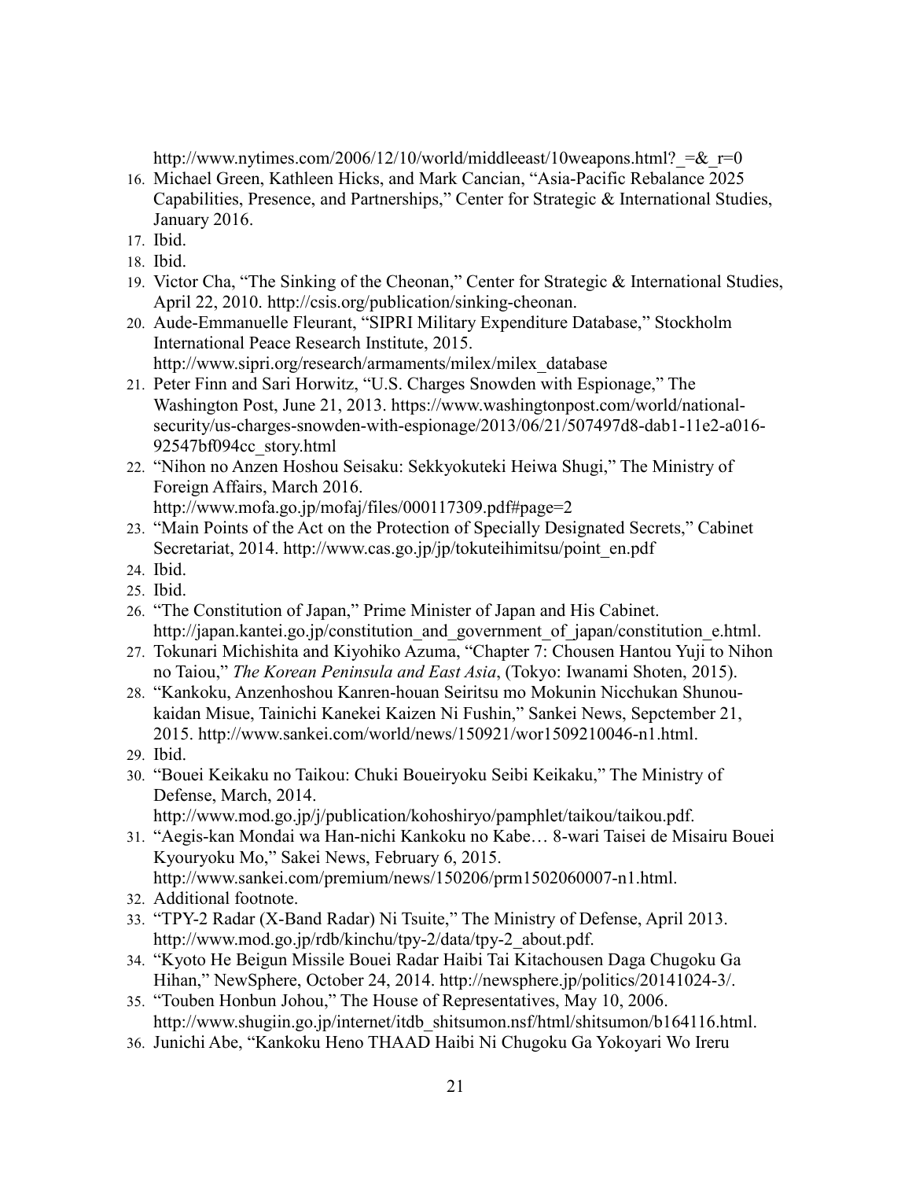http://www.nytimes.com/2006/12/10/world/middleeast/10weapons.html?_=&_r=0

16. Michael Green, Kathleen Hicks, and Mark Cancian, "Asia-Pacific Rebalance 2025 Capabilities, Presence, and Partnerships," Center for Strategic & International Studies, January 2016.
17. Ibid.
18. Ibid.
19. Victor Cha, "The Sinking of the Cheonan," Center for Strategic & International Studies, April 22, 2010. http://csis.org/publication/sinking-cheonan.
20. Aude-Emmanuelle Fleurant, "SIPRI Military Expenditure Database," Stockholm International Peace Research Institute, 2015. http://www.sipri.org/research/armaments/milex/milex_database
21. Peter Finn and Sari Horwitz, "U.S. Charges Snowden with Espionage," The Washington Post, June 21, 2013. https://www.washingtonpost.com/world/national-security/us-charges-snowden-with-espionage/2013/06/21/507497d8-dab1-11e2-a016-92547bf094cc_story.html
22. "Nihon no Anzen Hoshou Seisaku: Sekkyokuteki Heiwa Shugi," The Ministry of Foreign Affairs, March 2016. http://www.mofa.go.jp/mofaj/files/000117309.pdf#page=2
23. "Main Points of the Act on the Protection of Specially Designated Secrets," Cabinet Secretariat, 2014. http://www.cas.go.jp/jp/tokuteihimitsu/point_en.pdf
24. Ibid.
25. Ibid.
26. "The Constitution of Japan," Prime Minister of Japan and His Cabinet. http://japan.kantei.go.jp/constitution_and_government_of_japan/constitution_e.html.
27. Tokunari Michishita and Kiyohiko Azuma, "Chapter 7: Chousen Hantou Yuji to Nihon no Taiou," *The Korean Peninsula and East Asia*, (Tokyo: Iwanami Shoten, 2015).
28. "Kankoku, Anzenhoshou Kanren-houan Seiritsu mo Mokunin Nicchukan Shunou-kaidan Misue, Tainichi Kanekei Kaizen Ni Fushin," Sankei News, Sepctember 21, 2015. http://www.sankei.com/world/news/150921/wor1509210046-n1.html.
29. Ibid.
30. "Bouei Keikaku no Taikou: Chuki Boueiryoku Seibi Keikaku," The Ministry of Defense, March, 2014. http://www.mod.go.jp/j/publication/kohoshiryo/pamphlet/taikou/taikou.pdf.
31. "Aegis-kan Mondai wa Han-nichi Kankoku no Kabe… 8-wari Taisei de Misairu Bouei Kyouryoku Mo," Sakei News, February 6, 2015. http://www.sankei.com/premium/news/150206/prm1502060007-n1.html.
32. Additional footnote.
33. "TPY-2 Radar (X-Band Radar) Ni Tsuite," The Ministry of Defense, April 2013. http://www.mod.go.jp/rdb/kinchu/tpy-2/data/tpy-2_about.pdf.
34. "Kyoto He Beigun Missile Bouei Radar Haibi Tai Kitachousen Daga Chugoku Ga Hihan," NewSphere, October 24, 2014. http://newsphere.jp/politics/20141024-3/.
35. "Touben Honbun Johou," The House of Representatives, May 10, 2006. http://www.shugiin.go.jp/internet/itdb_shitsumon.nsf/html/shitsumon/b164116.html.
36. Junichi Abe, "Kankoku Heno THAAD Haibi Ni Chugoku Ga Yokoyari Wo Ireru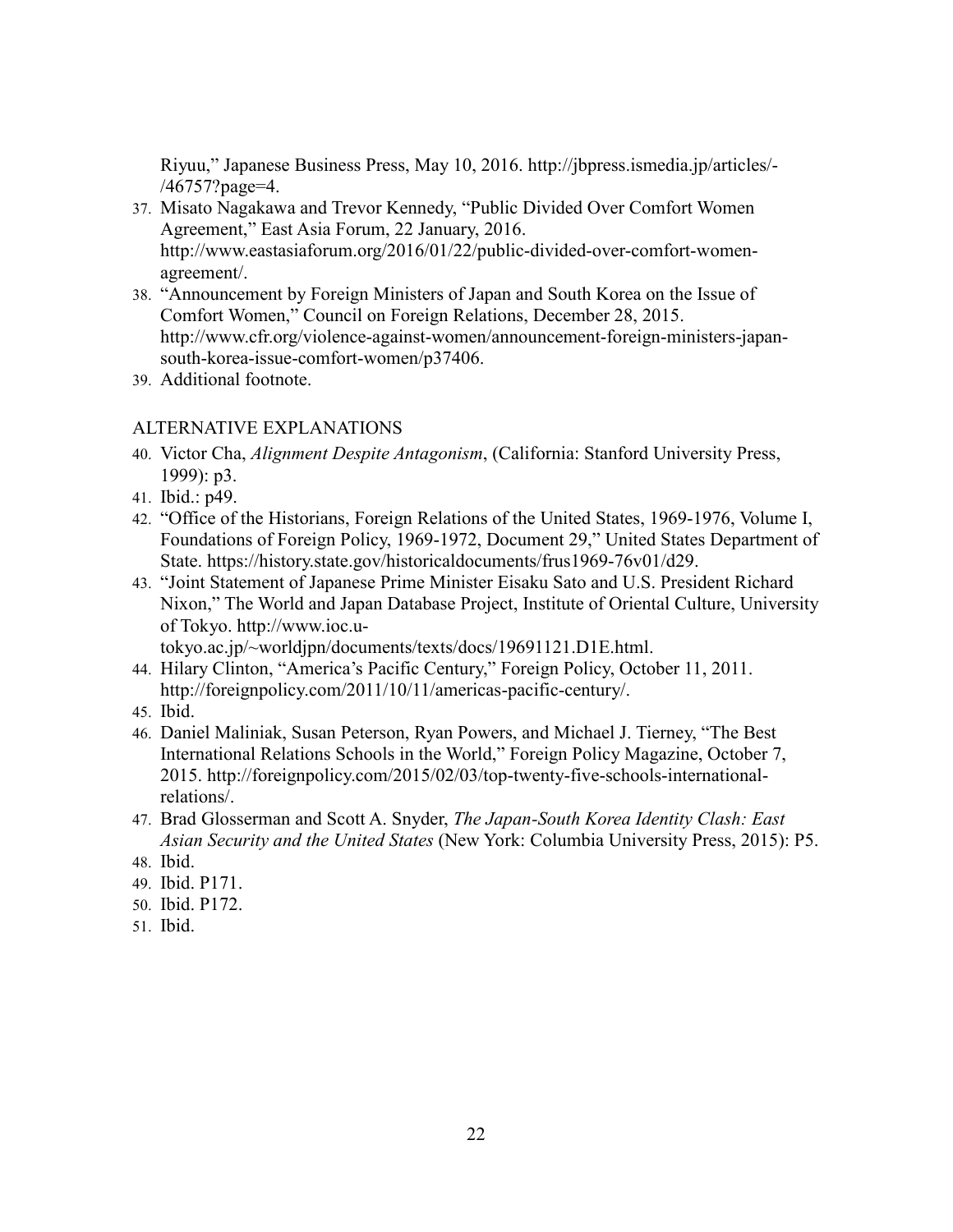Riyuu," Japanese Business Press, May 10, 2016. http://jbpress.ismedia.jp/articles/-/46757?page=4.

37. Misato Nagakawa and Trevor Kennedy, "Public Divided Over Comfort Women Agreement," East Asia Forum, 22 January, 2016. http://www.eastasiaforum.org/2016/01/22/public-divided-over-comfort-women-agreement/.
38. "Announcement by Foreign Ministers of Japan and South Korea on the Issue of Comfort Women," Council on Foreign Relations, December 28, 2015. http://www.cfr.org/violence-against-women/announcement-foreign-ministers-japan-south-korea-issue-comfort-women/p37406.
39. Additional footnote.

ALTERNATIVE EXPLANATIONS

40. Victor Cha, *Alignment Despite Antagonism*, (California: Stanford University Press, 1999): p3.
41. Ibid.: p49.
42. "Office of the Historians, Foreign Relations of the United States, 1969-1976, Volume I, Foundations of Foreign Policy, 1969-1972, Document 29," United States Department of State. https://history.state.gov/historicaldocuments/frus1969-76v01/d29.
43. "Joint Statement of Japanese Prime Minister Eisaku Sato and U.S. President Richard Nixon," The World and Japan Database Project, Institute of Oriental Culture, University of Tokyo. http://www.ioc.u-tokyo.ac.jp/~worldjpn/documents/texts/docs/19691121.D1E.html.
44. Hilary Clinton, "America's Pacific Century," Foreign Policy, October 11, 2011. http://foreignpolicy.com/2011/10/11/americas-pacific-century/.
45. Ibid.
46. Daniel Maliniak, Susan Peterson, Ryan Powers, and Michael J. Tierney, "The Best International Relations Schools in the World," Foreign Policy Magazine, October 7, 2015. http://foreignpolicy.com/2015/02/03/top-twenty-five-schools-international-relations/.
47. Brad Glosserman and Scott A. Snyder, *The Japan-South Korea Identity Clash: East Asian Security and the United States* (New York: Columbia University Press, 2015): P5.
48. Ibid.
49. Ibid. P171.
50. Ibid. P172.
51. Ibid.